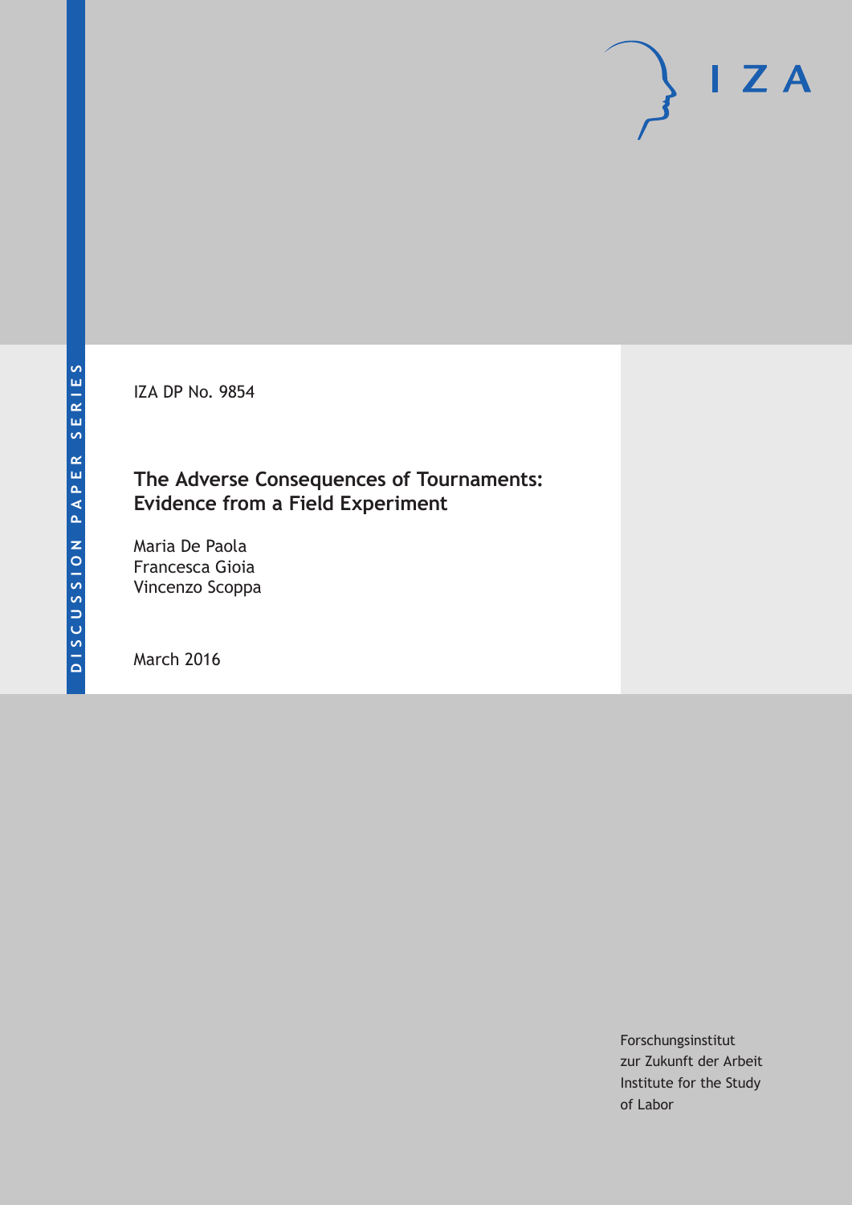DISCUSSION PAPER SERIES

IZA

IZA DP No. 9854

# The Adverse Consequences of Tournaments: Evidence from a Field Experiment

Maria De Paola
Francesca Gioia
Vincenzo Scoppa

March 2016

Forschungsinstitut
zur Zukunft der Arbeit
Institute for the Study
of Labor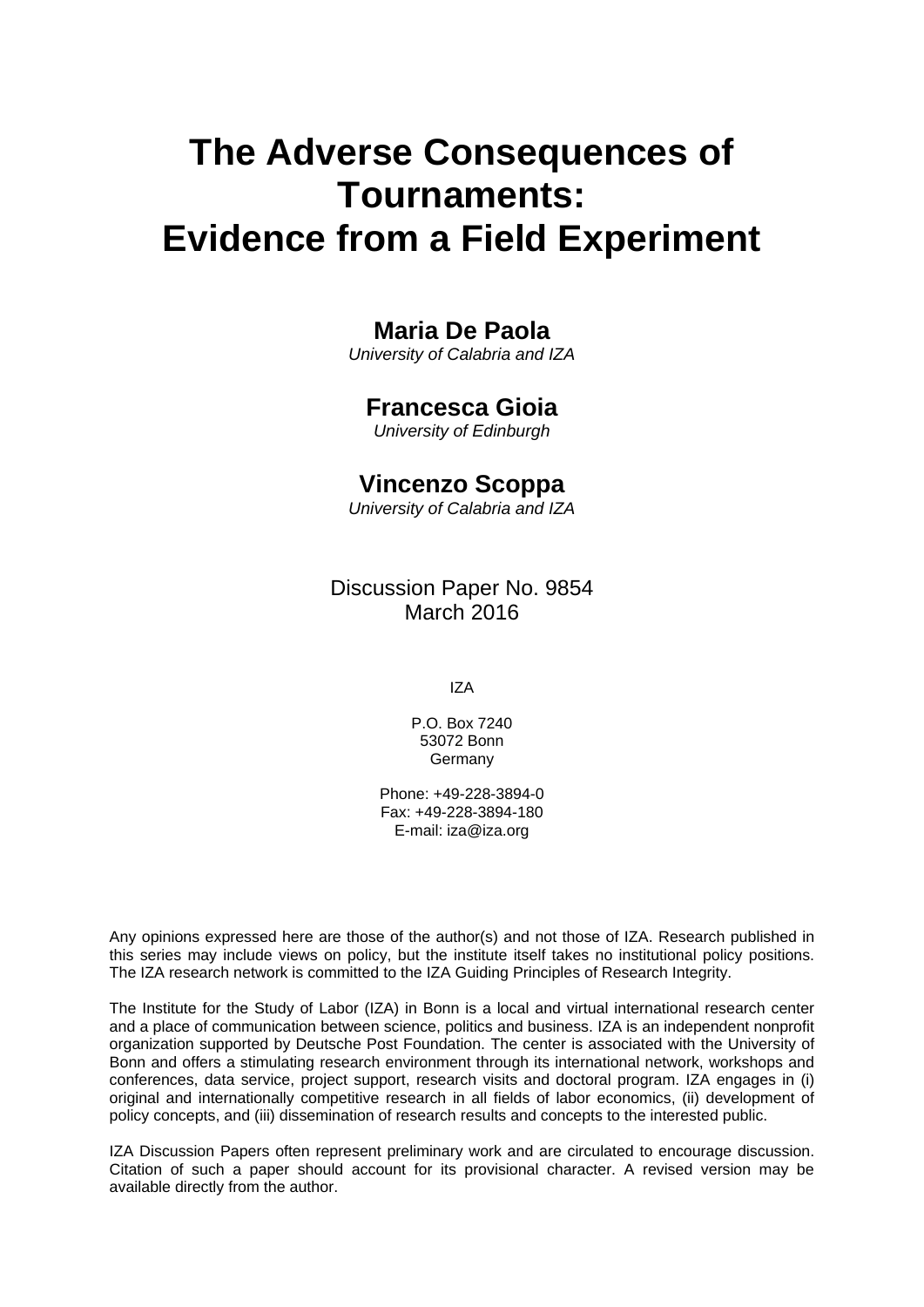# The Adverse Consequences of Tournaments: Evidence from a Field Experiment

**Maria De Paola**
*University of Calabria and IZA*

**Francesca Gioia**
*University of Edinburgh*

**Vincenzo Scoppa**
*University of Calabria and IZA*

Discussion Paper No. 9854
March 2016

IZA

P.O. Box 7240
53072 Bonn
Germany

Phone: +49-228-3894-0
Fax: +49-228-3894-180
E-mail: iza@iza.org

Any opinions expressed here are those of the author(s) and not those of IZA. Research published in this series may include views on policy, but the institute itself takes no institutional policy positions. The IZA research network is committed to the IZA Guiding Principles of Research Integrity.

The Institute for the Study of Labor (IZA) in Bonn is a local and virtual international research center and a place of communication between science, politics and business. IZA is an independent nonprofit organization supported by Deutsche Post Foundation. The center is associated with the University of Bonn and offers a stimulating research environment through its international network, workshops and conferences, data service, project support, research visits and doctoral program. IZA engages in (i) original and internationally competitive research in all fields of labor economics, (ii) development of policy concepts, and (iii) dissemination of research results and concepts to the interested public.

IZA Discussion Papers often represent preliminary work and are circulated to encourage discussion. Citation of such a paper should account for its provisional character. A revised version may be available directly from the author.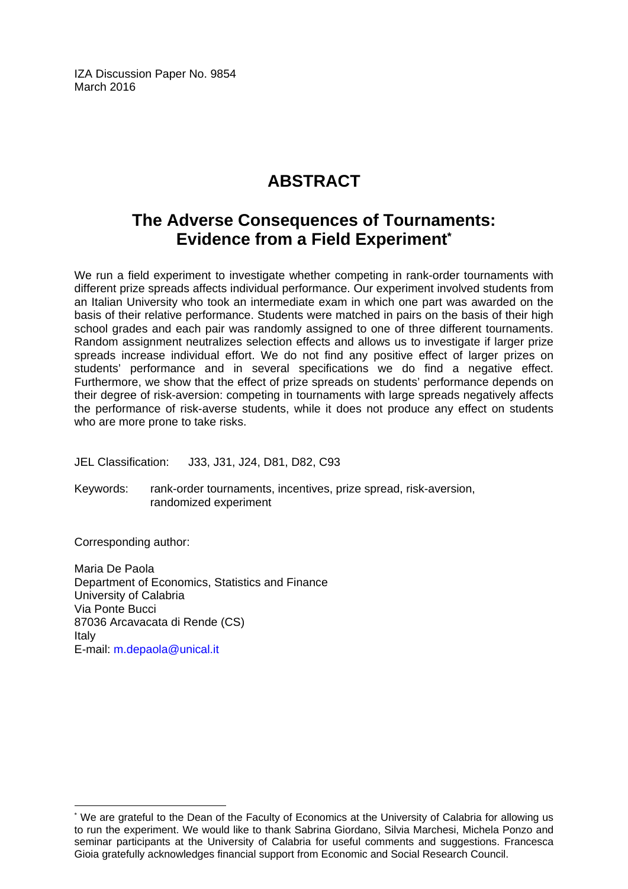IZA Discussion Paper No. 9854
March 2016

# ABSTRACT

## The Adverse Consequences of Tournaments: Evidence from a Field Experiment*

We run a field experiment to investigate whether competing in rank-order tournaments with different prize spreads affects individual performance. Our experiment involved students from an Italian University who took an intermediate exam in which one part was awarded on the basis of their relative performance. Students were matched in pairs on the basis of their high school grades and each pair was randomly assigned to one of three different tournaments. Random assignment neutralizes selection effects and allows us to investigate if larger prize spreads increase individual effort. We do not find any positive effect of larger prizes on students' performance and in several specifications we do find a negative effect. Furthermore, we show that the effect of prize spreads on students' performance depends on their degree of risk-aversion: competing in tournaments with large spreads negatively affects the performance of risk-averse students, while it does not produce any effect on students who are more prone to take risks.

JEL Classification: J33, J31, J24, D81, D82, C93

Keywords: rank-order tournaments, incentives, prize spread, risk-aversion, randomized experiment

Corresponding author:

Maria De Paola
Department of Economics, Statistics and Finance
University of Calabria
Via Ponte Bucci
87036 Arcavacata di Rende (CS)
Italy
E-mail: m.depaola@unical.it

---

* We are grateful to the Dean of the Faculty of Economics at the University of Calabria for allowing us to run the experiment. We would like to thank Sabrina Giordano, Silvia Marchesi, Michela Ponzo and seminar participants at the University of Calabria for useful comments and suggestions. Francesca Gioia gratefully acknowledges financial support from Economic and Social Research Council.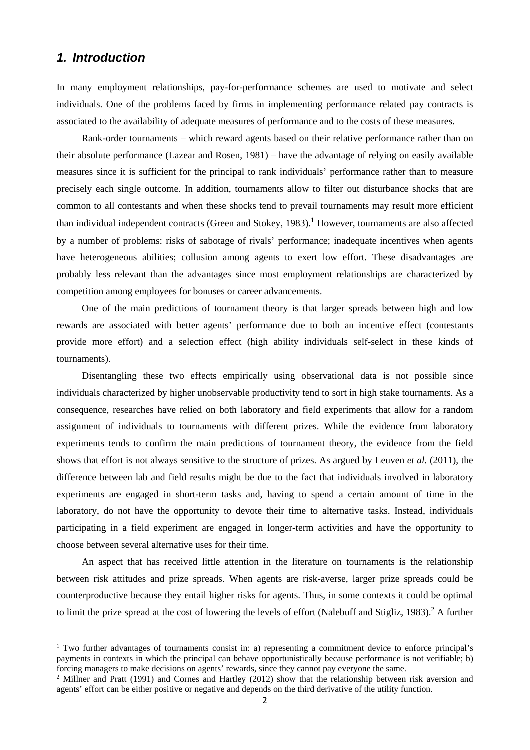## 1. Introduction

In many employment relationships, pay-for-performance schemes are used to motivate and select individuals. One of the problems faced by firms in implementing performance related pay contracts is associated to the availability of adequate measures of performance and to the costs of these measures.

Rank-order tournaments – which reward agents based on their relative performance rather than on their absolute performance (Lazear and Rosen, 1981) – have the advantage of relying on easily available measures since it is sufficient for the principal to rank individuals' performance rather than to measure precisely each single outcome. In addition, tournaments allow to filter out disturbance shocks that are common to all contestants and when these shocks tend to prevail tournaments may result more efficient than individual independent contracts (Green and Stokey, 1983).[1] However, tournaments are also affected by a number of problems: risks of sabotage of rivals' performance; inadequate incentives when agents have heterogeneous abilities; collusion among agents to exert low effort. These disadvantages are probably less relevant than the advantages since most employment relationships are characterized by competition among employees for bonuses or career advancements.

One of the main predictions of tournament theory is that larger spreads between high and low rewards are associated with better agents' performance due to both an incentive effect (contestants provide more effort) and a selection effect (high ability individuals self-select in these kinds of tournaments).

Disentangling these two effects empirically using observational data is not possible since individuals characterized by higher unobservable productivity tend to sort in high stake tournaments. As a consequence, researches have relied on both laboratory and field experiments that allow for a random assignment of individuals to tournaments with different prizes. While the evidence from laboratory experiments tends to confirm the main predictions of tournament theory, the evidence from the field shows that effort is not always sensitive to the structure of prizes. As argued by Leuven *et al.* (2011), the difference between lab and field results might be due to the fact that individuals involved in laboratory experiments are engaged in short-term tasks and, having to spend a certain amount of time in the laboratory, do not have the opportunity to devote their time to alternative tasks. Instead, individuals participating in a field experiment are engaged in longer-term activities and have the opportunity to choose between several alternative uses for their time.

An aspect that has received little attention in the literature on tournaments is the relationship between risk attitudes and prize spreads. When agents are risk-averse, larger prize spreads could be counterproductive because they entail higher risks for agents. Thus, in some contexts it could be optimal to limit the prize spread at the cost of lowering the levels of effort (Nalebuff and Stigliz, 1983).[2] A further

[1] Two further advantages of tournaments consist in: a) representing a commitment device to enforce principal's payments in contexts in which the principal can behave opportunistically because performance is not verifiable; b) forcing managers to make decisions on agents' rewards, since they cannot pay everyone the same.

[2] Millner and Pratt (1991) and Cornes and Hartley (2012) show that the relationship between risk aversion and agents' effort can be either positive or negative and depends on the third derivative of the utility function.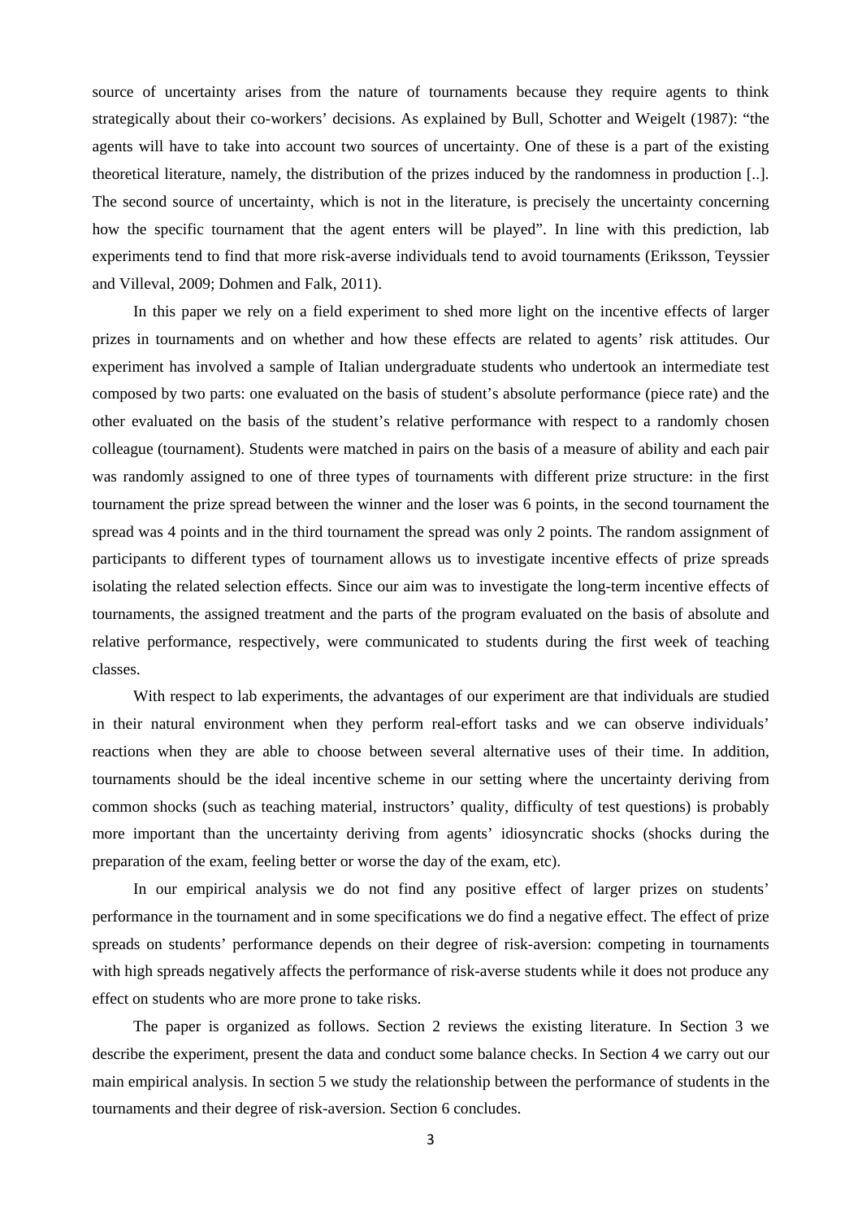source of uncertainty arises from the nature of tournaments because they require agents to think strategically about their co-workers' decisions. As explained by Bull, Schotter and Weigelt (1987): "the agents will have to take into account two sources of uncertainty. One of these is a part of the existing theoretical literature, namely, the distribution of the prizes induced by the randomness in production [..]. The second source of uncertainty, which is not in the literature, is precisely the uncertainty concerning how the specific tournament that the agent enters will be played". In line with this prediction, lab experiments tend to find that more risk-averse individuals tend to avoid tournaments (Eriksson, Teyssier and Villeval, 2009; Dohmen and Falk, 2011).

In this paper we rely on a field experiment to shed more light on the incentive effects of larger prizes in tournaments and on whether and how these effects are related to agents' risk attitudes. Our experiment has involved a sample of Italian undergraduate students who undertook an intermediate test composed by two parts: one evaluated on the basis of student's absolute performance (piece rate) and the other evaluated on the basis of the student's relative performance with respect to a randomly chosen colleague (tournament). Students were matched in pairs on the basis of a measure of ability and each pair was randomly assigned to one of three types of tournaments with different prize structure: in the first tournament the prize spread between the winner and the loser was 6 points, in the second tournament the spread was 4 points and in the third tournament the spread was only 2 points. The random assignment of participants to different types of tournament allows us to investigate incentive effects of prize spreads isolating the related selection effects. Since our aim was to investigate the long-term incentive effects of tournaments, the assigned treatment and the parts of the program evaluated on the basis of absolute and relative performance, respectively, were communicated to students during the first week of teaching classes.

With respect to lab experiments, the advantages of our experiment are that individuals are studied in their natural environment when they perform real-effort tasks and we can observe individuals' reactions when they are able to choose between several alternative uses of their time. In addition, tournaments should be the ideal incentive scheme in our setting where the uncertainty deriving from common shocks (such as teaching material, instructors' quality, difficulty of test questions) is probably more important than the uncertainty deriving from agents' idiosyncratic shocks (shocks during the preparation of the exam, feeling better or worse the day of the exam, etc).

In our empirical analysis we do not find any positive effect of larger prizes on students' performance in the tournament and in some specifications we do find a negative effect. The effect of prize spreads on students' performance depends on their degree of risk-aversion: competing in tournaments with high spreads negatively affects the performance of risk-averse students while it does not produce any effect on students who are more prone to take risks.

The paper is organized as follows. Section 2 reviews the existing literature. In Section 3 we describe the experiment, present the data and conduct some balance checks. In Section 4 we carry out our main empirical analysis. In section 5 we study the relationship between the performance of students in the tournaments and their degree of risk-aversion. Section 6 concludes.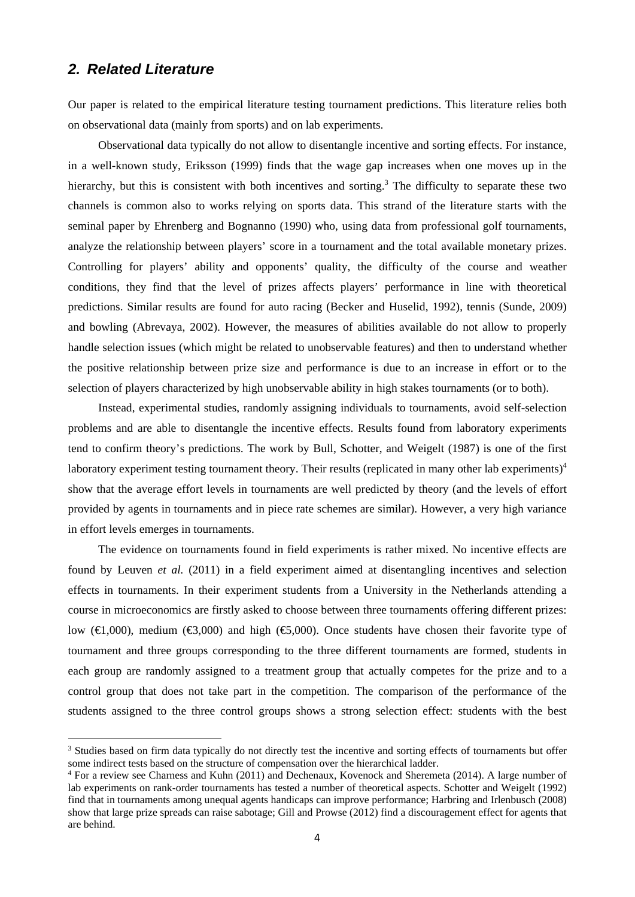## 2. Related Literature

Our paper is related to the empirical literature testing tournament predictions. This literature relies both on observational data (mainly from sports) and on lab experiments.

Observational data typically do not allow to disentangle incentive and sorting effects. For instance, in a well-known study, Eriksson (1999) finds that the wage gap increases when one moves up in the hierarchy, but this is consistent with both incentives and sorting.[3] The difficulty to separate these two channels is common also to works relying on sports data. This strand of the literature starts with the seminal paper by Ehrenberg and Bognanno (1990) who, using data from professional golf tournaments, analyze the relationship between players' score in a tournament and the total available monetary prizes. Controlling for players' ability and opponents' quality, the difficulty of the course and weather conditions, they find that the level of prizes affects players' performance in line with theoretical predictions. Similar results are found for auto racing (Becker and Huselid, 1992), tennis (Sunde, 2009) and bowling (Abrevaya, 2002). However, the measures of abilities available do not allow to properly handle selection issues (which might be related to unobservable features) and then to understand whether the positive relationship between prize size and performance is due to an increase in effort or to the selection of players characterized by high unobservable ability in high stakes tournaments (or to both).

Instead, experimental studies, randomly assigning individuals to tournaments, avoid self-selection problems and are able to disentangle the incentive effects. Results found from laboratory experiments tend to confirm theory's predictions. The work by Bull, Schotter, and Weigelt (1987) is one of the first laboratory experiment testing tournament theory. Their results (replicated in many other lab experiments)[4] show that the average effort levels in tournaments are well predicted by theory (and the levels of effort provided by agents in tournaments and in piece rate schemes are similar). However, a very high variance in effort levels emerges in tournaments.

The evidence on tournaments found in field experiments is rather mixed. No incentive effects are found by Leuven *et al.* (2011) in a field experiment aimed at disentangling incentives and selection effects in tournaments. In their experiment students from a University in the Netherlands attending a course in microeconomics are firstly asked to choose between three tournaments offering different prizes: low (€1,000), medium (€3,000) and high (€5,000). Once students have chosen their favorite type of tournament and three groups corresponding to the three different tournaments are formed, students in each group are randomly assigned to a treatment group that actually competes for the prize and to a control group that does not take part in the competition. The comparison of the performance of the students assigned to the three control groups shows a strong selection effect: students with the best

[3] Studies based on firm data typically do not directly test the incentive and sorting effects of tournaments but offer some indirect tests based on the structure of compensation over the hierarchical ladder.

[4] For a review see Charness and Kuhn (2011) and Dechenaux, Kovenock and Sheremeta (2014). A large number of lab experiments on rank-order tournaments has tested a number of theoretical aspects. Schotter and Weigelt (1992) find that in tournaments among unequal agents handicaps can improve performance; Harbring and Irlenbusch (2008) show that large prize spreads can raise sabotage; Gill and Prowse (2012) find a discouragement effect for agents that are behind.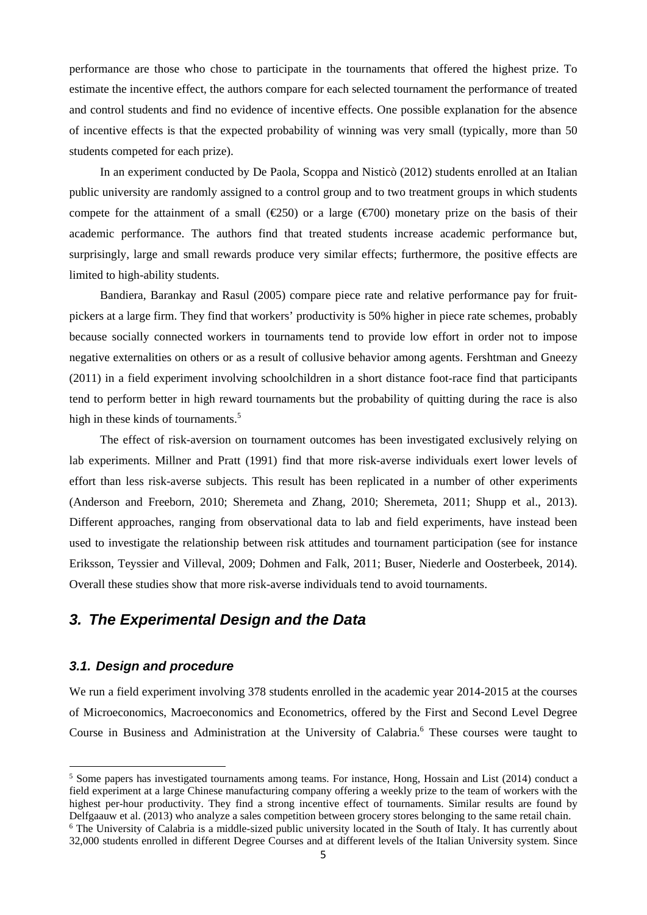performance are those who chose to participate in the tournaments that offered the highest prize. To estimate the incentive effect, the authors compare for each selected tournament the performance of treated and control students and find no evidence of incentive effects. One possible explanation for the absence of incentive effects is that the expected probability of winning was very small (typically, more than 50 students competed for each prize).

In an experiment conducted by De Paola, Scoppa and Nisticò (2012) students enrolled at an Italian public university are randomly assigned to a control group and to two treatment groups in which students compete for the attainment of a small (€250) or a large (€700) monetary prize on the basis of their academic performance. The authors find that treated students increase academic performance but, surprisingly, large and small rewards produce very similar effects; furthermore, the positive effects are limited to high-ability students.

Bandiera, Barankay and Rasul (2005) compare piece rate and relative performance pay for fruit-pickers at a large firm. They find that workers' productivity is 50% higher in piece rate schemes, probably because socially connected workers in tournaments tend to provide low effort in order not to impose negative externalities on others or as a result of collusive behavior among agents. Fershtman and Gneezy (2011) in a field experiment involving schoolchildren in a short distance foot-race find that participants tend to perform better in high reward tournaments but the probability of quitting during the race is also high in these kinds of tournaments.[5]

The effect of risk-aversion on tournament outcomes has been investigated exclusively relying on lab experiments. Millner and Pratt (1991) find that more risk-averse individuals exert lower levels of effort than less risk-averse subjects. This result has been replicated in a number of other experiments (Anderson and Freeborn, 2010; Sheremeta and Zhang, 2010; Sheremeta, 2011; Shupp et al., 2013). Different approaches, ranging from observational data to lab and field experiments, have instead been used to investigate the relationship between risk attitudes and tournament participation (see for instance Eriksson, Teyssier and Villeval, 2009; Dohmen and Falk, 2011; Buser, Niederle and Oosterbeek, 2014). Overall these studies show that more risk-averse individuals tend to avoid tournaments.

## *3. The Experimental Design and the Data*

### *3.1. Design and procedure*

We run a field experiment involving 378 students enrolled in the academic year 2014-2015 at the courses of Microeconomics, Macroeconomics and Econometrics, offered by the First and Second Level Degree Course in Business and Administration at the University of Calabria.[6] These courses were taught to

[5] Some papers has investigated tournaments among teams. For instance, Hong, Hossain and List (2014) conduct a field experiment at a large Chinese manufacturing company offering a weekly prize to the team of workers with the highest per-hour productivity. They find a strong incentive effect of tournaments. Similar results are found by Delfgaauw et al. (2013) who analyze a sales competition between grocery stores belonging to the same retail chain.

[6] The University of Calabria is a middle-sized public university located in the South of Italy. It has currently about 32,000 students enrolled in different Degree Courses and at different levels of the Italian University system. Since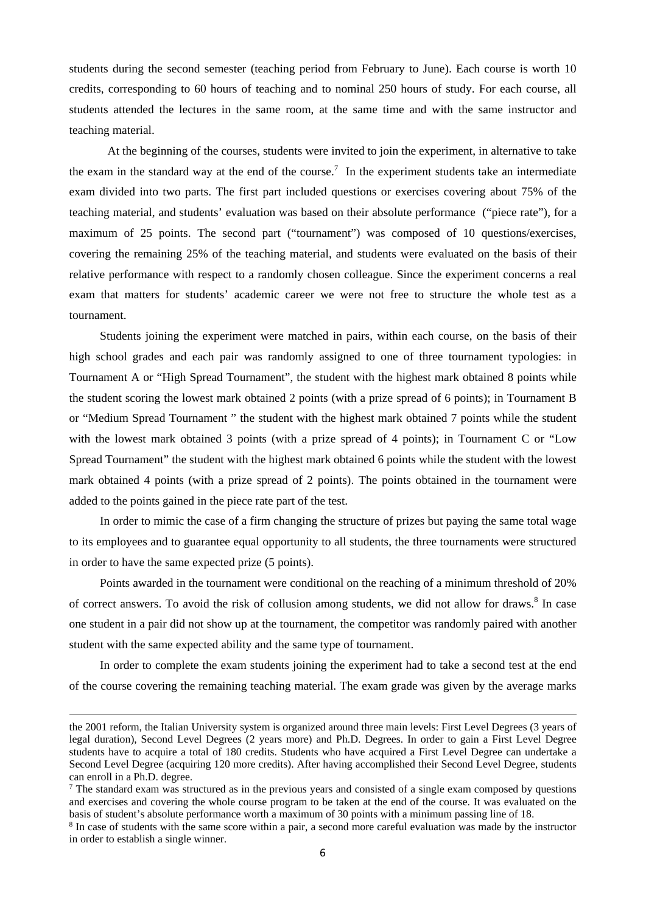students during the second semester (teaching period from February to June). Each course is worth 10 credits, corresponding to 60 hours of teaching and to nominal 250 hours of study. For each course, all students attended the lectures in the same room, at the same time and with the same instructor and teaching material.

At the beginning of the courses, students were invited to join the experiment, in alternative to take the exam in the standard way at the end of the course.[7] In the experiment students take an intermediate exam divided into two parts. The first part included questions or exercises covering about 75% of the teaching material, and students' evaluation was based on their absolute performance ("piece rate"), for a maximum of 25 points. The second part ("tournament") was composed of 10 questions/exercises, covering the remaining 25% of the teaching material, and students were evaluated on the basis of their relative performance with respect to a randomly chosen colleague. Since the experiment concerns a real exam that matters for students' academic career we were not free to structure the whole test as a tournament.

Students joining the experiment were matched in pairs, within each course, on the basis of their high school grades and each pair was randomly assigned to one of three tournament typologies: in Tournament A or "High Spread Tournament", the student with the highest mark obtained 8 points while the student scoring the lowest mark obtained 2 points (with a prize spread of 6 points); in Tournament B or "Medium Spread Tournament " the student with the highest mark obtained 7 points while the student with the lowest mark obtained 3 points (with a prize spread of 4 points); in Tournament C or "Low Spread Tournament" the student with the highest mark obtained 6 points while the student with the lowest mark obtained 4 points (with a prize spread of 2 points). The points obtained in the tournament were added to the points gained in the piece rate part of the test.

In order to mimic the case of a firm changing the structure of prizes but paying the same total wage to its employees and to guarantee equal opportunity to all students, the three tournaments were structured in order to have the same expected prize (5 points).

Points awarded in the tournament were conditional on the reaching of a minimum threshold of 20% of correct answers. To avoid the risk of collusion among students, we did not allow for draws.[8] In case one student in a pair did not show up at the tournament, the competitor was randomly paired with another student with the same expected ability and the same type of tournament.

In order to complete the exam students joining the experiment had to take a second test at the end of the course covering the remaining teaching material. The exam grade was given by the average marks

---

the 2001 reform, the Italian University system is organized around three main levels: First Level Degrees (3 years of legal duration), Second Level Degrees (2 years more) and Ph.D. Degrees. In order to gain a First Level Degree students have to acquire a total of 180 credits. Students who have acquired a First Level Degree can undertake a Second Level Degree (acquiring 120 more credits). After having accomplished their Second Level Degree, students can enroll in a Ph.D. degree.

[7] The standard exam was structured as in the previous years and consisted of a single exam composed by questions and exercises and covering the whole course program to be taken at the end of the course. It was evaluated on the basis of student's absolute performance worth a maximum of 30 points with a minimum passing line of 18.

[8] In case of students with the same score within a pair, a second more careful evaluation was made by the instructor in order to establish a single winner.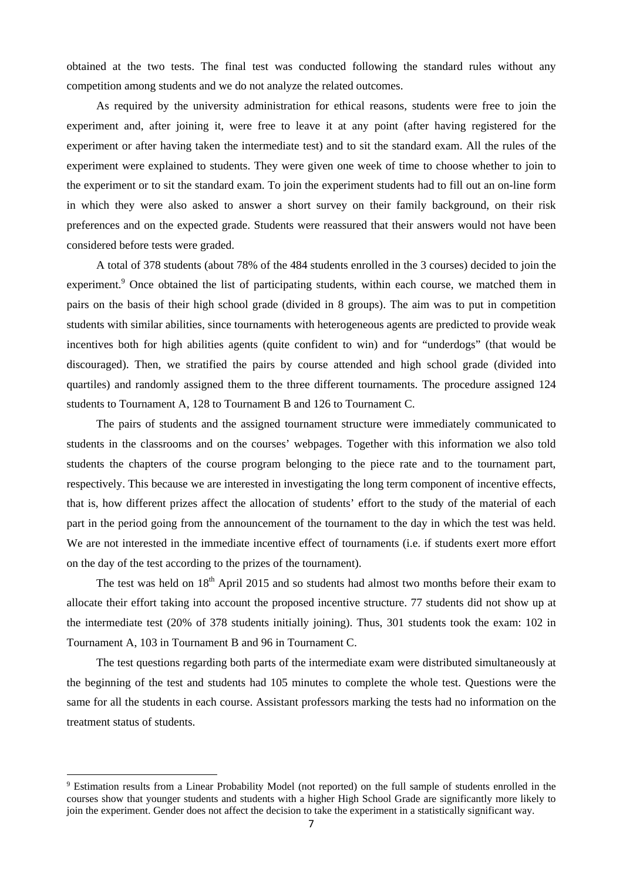obtained at the two tests. The final test was conducted following the standard rules without any competition among students and we do not analyze the related outcomes.

As required by the university administration for ethical reasons, students were free to join the experiment and, after joining it, were free to leave it at any point (after having registered for the experiment or after having taken the intermediate test) and to sit the standard exam. All the rules of the experiment were explained to students. They were given one week of time to choose whether to join to the experiment or to sit the standard exam. To join the experiment students had to fill out an on-line form in which they were also asked to answer a short survey on their family background, on their risk preferences and on the expected grade. Students were reassured that their answers would not have been considered before tests were graded.

A total of 378 students (about 78% of the 484 students enrolled in the 3 courses) decided to join the experiment.[9] Once obtained the list of participating students, within each course, we matched them in pairs on the basis of their high school grade (divided in 8 groups). The aim was to put in competition students with similar abilities, since tournaments with heterogeneous agents are predicted to provide weak incentives both for high abilities agents (quite confident to win) and for "underdogs" (that would be discouraged). Then, we stratified the pairs by course attended and high school grade (divided into quartiles) and randomly assigned them to the three different tournaments. The procedure assigned 124 students to Tournament A, 128 to Tournament B and 126 to Tournament C.

The pairs of students and the assigned tournament structure were immediately communicated to students in the classrooms and on the courses' webpages. Together with this information we also told students the chapters of the course program belonging to the piece rate and to the tournament part, respectively. This because we are interested in investigating the long term component of incentive effects, that is, how different prizes affect the allocation of students' effort to the study of the material of each part in the period going from the announcement of the tournament to the day in which the test was held. We are not interested in the immediate incentive effect of tournaments (i.e. if students exert more effort on the day of the test according to the prizes of the tournament).

The test was held on 18th April 2015 and so students had almost two months before their exam to allocate their effort taking into account the proposed incentive structure. 77 students did not show up at the intermediate test (20% of 378 students initially joining). Thus, 301 students took the exam: 102 in Tournament A, 103 in Tournament B and 96 in Tournament C.

The test questions regarding both parts of the intermediate exam were distributed simultaneously at the beginning of the test and students had 105 minutes to complete the whole test. Questions were the same for all the students in each course. Assistant professors marking the tests had no information on the treatment status of students.

---

[9] Estimation results from a Linear Probability Model (not reported) on the full sample of students enrolled in the courses show that younger students and students with a higher High School Grade are significantly more likely to join the experiment. Gender does not affect the decision to take the experiment in a statistically significant way.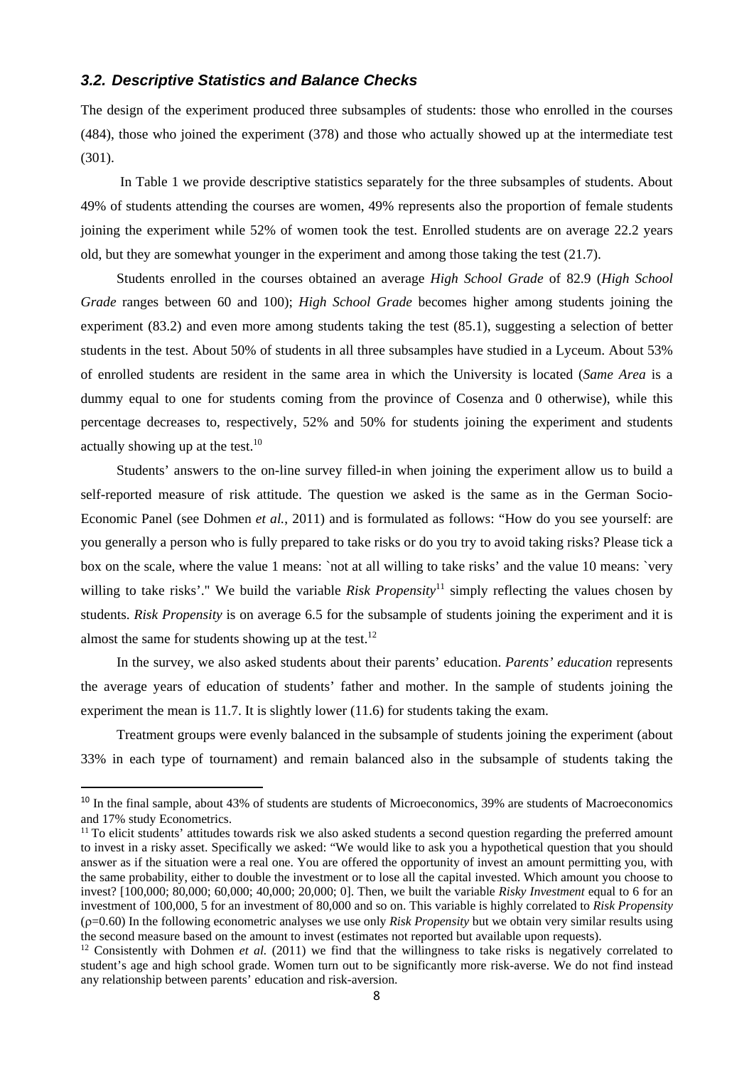### *3.2. Descriptive Statistics and Balance Checks*

The design of the experiment produced three subsamples of students: those who enrolled in the courses (484), those who joined the experiment (378) and those who actually showed up at the intermediate test (301).

In Table 1 we provide descriptive statistics separately for the three subsamples of students. About 49% of students attending the courses are women, 49% represents also the proportion of female students joining the experiment while 52% of women took the test. Enrolled students are on average 22.2 years old, but they are somewhat younger in the experiment and among those taking the test (21.7).

Students enrolled in the courses obtained an average *High School Grade* of 82.9 (*High School Grade* ranges between 60 and 100); *High School Grade* becomes higher among students joining the experiment (83.2) and even more among students taking the test (85.1), suggesting a selection of better students in the test. About 50% of students in all three subsamples have studied in a Lyceum. About 53% of enrolled students are resident in the same area in which the University is located (*Same Area* is a dummy equal to one for students coming from the province of Cosenza and 0 otherwise), while this percentage decreases to, respectively, 52% and 50% for students joining the experiment and students actually showing up at the test.[10]

Students' answers to the on-line survey filled-in when joining the experiment allow us to build a self-reported measure of risk attitude. The question we asked is the same as in the German Socio-Economic Panel (see Dohmen *et al.*, 2011) and is formulated as follows: "How do you see yourself: are you generally a person who is fully prepared to take risks or do you try to avoid taking risks? Please tick a box on the scale, where the value 1 means: `not at all willing to take risks' and the value 10 means: `very willing to take risks'." We build the variable *Risk Propensity*[11] simply reflecting the values chosen by students. *Risk Propensity* is on average 6.5 for the subsample of students joining the experiment and it is almost the same for students showing up at the test.[12]

In the survey, we also asked students about their parents' education. *Parents' education* represents the average years of education of students' father and mother. In the sample of students joining the experiment the mean is 11.7. It is slightly lower (11.6) for students taking the exam.

Treatment groups were evenly balanced in the subsample of students joining the experiment (about 33% in each type of tournament) and remain balanced also in the subsample of students taking the

---

[10] In the final sample, about 43% of students are students of Microeconomics, 39% are students of Macroeconomics and 17% study Econometrics.

[11] To elicit students' attitudes towards risk we also asked students a second question regarding the preferred amount to invest in a risky asset. Specifically we asked: "We would like to ask you a hypothetical question that you should answer as if the situation were a real one. You are offered the opportunity of invest an amount permitting you, with the same probability, either to double the investment or to lose all the capital invested. Which amount you choose to invest? [100,000; 80,000; 60,000; 40,000; 20,000; 0]. Then, we built the variable *Risky Investment* equal to 6 for an investment of 100,000, 5 for an investment of 80,000 and so on. This variable is highly correlated to *Risk Propensity* ($\rho$=0.60) In the following econometric analyses we use only *Risk Propensity* but we obtain very similar results using the second measure based on the amount to invest (estimates not reported but available upon requests).

[12] Consistently with Dohmen *et al.* (2011) we find that the willingness to take risks is negatively correlated to student's age and high school grade. Women turn out to be significantly more risk-averse. We do not find instead any relationship between parents' education and risk-aversion.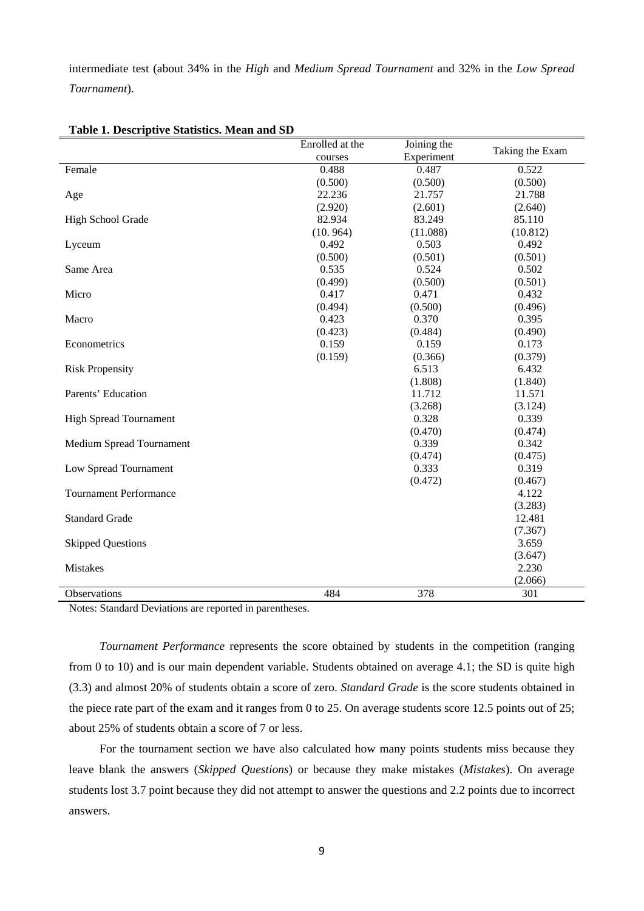intermediate test (about 34% in the *High* and *Medium Spread Tournament* and 32% in the *Low Spread Tournament*).

**Table 1. Descriptive Statistics. Mean and SD**

| | Enrolled at the courses | Joining the Experiment | Taking the Exam |
|---|---|---|---|
| Female | 0.488 | 0.487 | 0.522 |
| | (0.500) | (0.500) | (0.500) |
| Age | 22.236 | 21.757 | 21.788 |
| | (2.920) | (2.601) | (2.640) |
| High School Grade | 82.934 | 83.249 | 85.110 |
| | (10. 964) | (11.088) | (10.812) |
| Lyceum | 0.492 | 0.503 | 0.492 |
| | (0.500) | (0.501) | (0.501) |
| Same Area | 0.535 | 0.524 | 0.502 |
| | (0.499) | (0.500) | (0.501) |
| Micro | 0.417 | 0.471 | 0.432 |
| | (0.494) | (0.500) | (0.496) |
| Macro | 0.423 | 0.370 | 0.395 |
| | (0.423) | (0.484) | (0.490) |
| Econometrics | 0.159 | 0.159 | 0.173 |
| | (0.159) | (0.366) | (0.379) |
| Risk Propensity | | 6.513 | 6.432 |
| | | (1.808) | (1.840) |
| Parents' Education | | 11.712 | 11.571 |
| | | (3.268) | (3.124) |
| High Spread Tournament | | 0.328 | 0.339 |
| | | (0.470) | (0.474) |
| Medium Spread Tournament | | 0.339 | 0.342 |
| | | (0.474) | (0.475) |
| Low Spread Tournament | | 0.333 | 0.319 |
| | | (0.472) | (0.467) |
| Tournament Performance | | | 4.122 |
| | | | (3.283) |
| Standard Grade | | | 12.481 |
| | | | (7.367) |
| Skipped Questions | | | 3.659 |
| | | | (3.647) |
| Mistakes | | | 2.230 |
| | | | (2.066) |
| Observations | 484 | 378 | 301 |

Notes: Standard Deviations are reported in parentheses.

*Tournament Performance* represents the score obtained by students in the competition (ranging from 0 to 10) and is our main dependent variable. Students obtained on average 4.1; the SD is quite high (3.3) and almost 20% of students obtain a score of zero. *Standard Grade* is the score students obtained in the piece rate part of the exam and it ranges from 0 to 25. On average students score 12.5 points out of 25; about 25% of students obtain a score of 7 or less.

For the tournament section we have also calculated how many points students miss because they leave blank the answers (*Skipped Questions*) or because they make mistakes (*Mistakes*). On average students lost 3.7 point because they did not attempt to answer the questions and 2.2 points due to incorrect answers.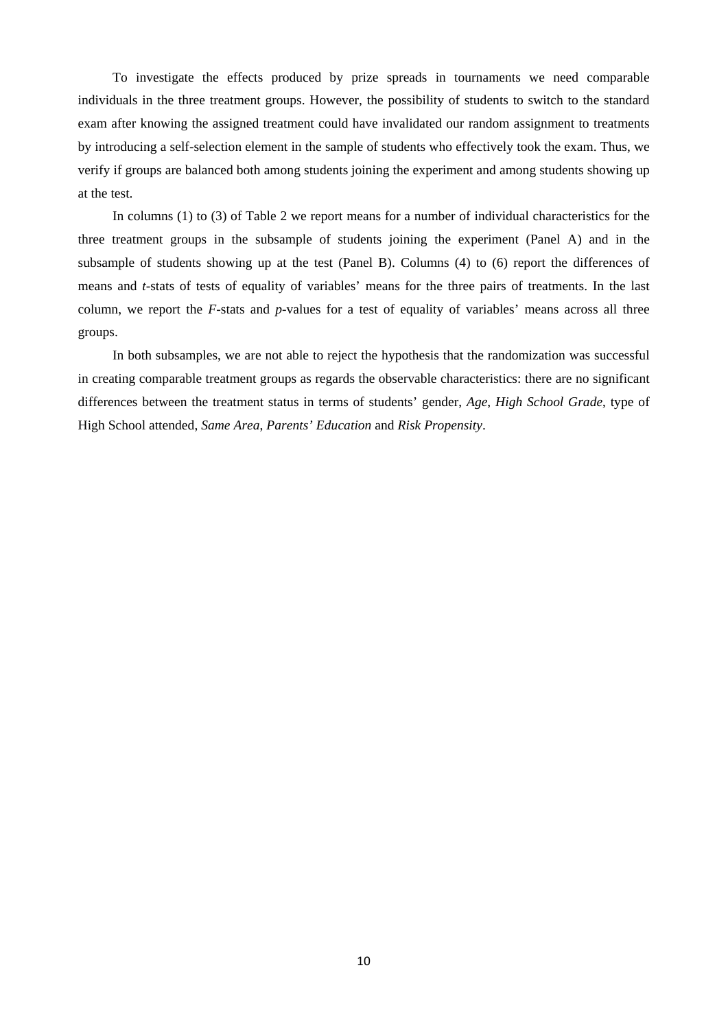To investigate the effects produced by prize spreads in tournaments we need comparable individuals in the three treatment groups. However, the possibility of students to switch to the standard exam after knowing the assigned treatment could have invalidated our random assignment to treatments by introducing a self-selection element in the sample of students who effectively took the exam. Thus, we verify if groups are balanced both among students joining the experiment and among students showing up at the test.

In columns (1) to (3) of Table 2 we report means for a number of individual characteristics for the three treatment groups in the subsample of students joining the experiment (Panel A) and in the subsample of students showing up at the test (Panel B). Columns (4) to (6) report the differences of means and *t*-stats of tests of equality of variables' means for the three pairs of treatments. In the last column, we report the *F*-stats and *p*-values for a test of equality of variables' means across all three groups.

In both subsamples, we are not able to reject the hypothesis that the randomization was successful in creating comparable treatment groups as regards the observable characteristics: there are no significant differences between the treatment status in terms of students' gender, *Age*, *High School Grade*, type of High School attended, *Same Area*, *Parents' Education* and *Risk Propensity*.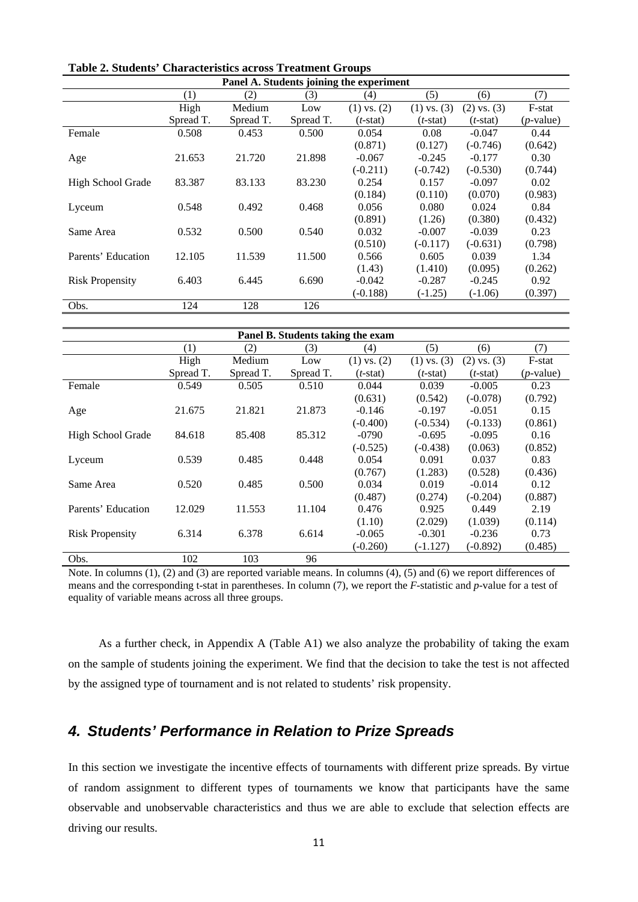**Table 2. Students' Characteristics across Treatment Groups**

| Panel A. Students joining the experiment | | | | | | | |
|---|---|---|---|---|---|---|---|
| | (1) | (2) | (3) | (4) | (5) | (6) | (7) |
| | High Spread T. | Medium Spread T. | Low Spread T. | (1) vs. (2) (*t*-stat) | (1) vs. (3) (*t*-stat) | (2) vs. (3) (*t*-stat) | F-stat (*p*-value) |
| Female | 0.508 | 0.453 | 0.500 | 0.054 | 0.08 | -0.047 | 0.44 |
| | | | | (0.871) | (0.127) | (-0.746) | (0.642) |
| Age | 21.653 | 21.720 | 21.898 | -0.067 | -0.245 | -0.177 | 0.30 |
| | | | | (-0.211) | (-0.742) | (-0.530) | (0.744) |
| High School Grade | 83.387 | 83.133 | 83.230 | 0.254 | 0.157 | -0.097 | 0.02 |
| | | | | (0.184) | (0.110) | (0.070) | (0.983) |
| Lyceum | 0.548 | 0.492 | 0.468 | 0.056 | 0.080 | 0.024 | 0.84 |
| | | | | (0.891) | (1.26) | (0.380) | (0.432) |
| Same Area | 0.532 | 0.500 | 0.540 | 0.032 | -0.007 | -0.039 | 0.23 |
| | | | | (0.510) | (-0.117) | (-0.631) | (0.798) |
| Parents' Education | 12.105 | 11.539 | 11.500 | 0.566 | 0.605 | 0.039 | 1.34 |
| | | | | (1.43) | (1.410) | (0.095) | (0.262) |
| Risk Propensity | 6.403 | 6.445 | 6.690 | -0.042 | -0.287 | -0.245 | 0.92 |
| | | | | (-0.188) | (-1.25) | (-1.06) | (0.397) |
| Obs. | 124 | 128 | 126 | | | | |

| Panel B. Students taking the exam | | | | | | | |
|---|---|---|---|---|---|---|---|
| | (1) | (2) | (3) | (4) | (5) | (6) | (7) |
| | High Spread T. | Medium Spread T. | Low Spread T. | (1) vs. (2) (*t*-stat) | (1) vs. (3) (*t*-stat) | (2) vs. (3) (*t*-stat) | F-stat (*p*-value) |
| Female | 0.549 | 0.505 | 0.510 | 0.044 | 0.039 | -0.005 | 0.23 |
| | | | | (0.631) | (0.542) | (-0.078) | (0.792) |
| Age | 21.675 | 21.821 | 21.873 | -0.146 | -0.197 | -0.051 | 0.15 |
| | | | | (-0.400) | (-0.534) | (-0.133) | (0.861) |
| High School Grade | 84.618 | 85.408 | 85.312 | -0790 | -0.695 | -0.095 | 0.16 |
| | | | | (-0.525) | (-0.438) | (0.063) | (0.852) |
| Lyceum | 0.539 | 0.485 | 0.448 | 0.054 | 0.091 | 0.037 | 0.83 |
| | | | | (0.767) | (1.283) | (0.528) | (0.436) |
| Same Area | 0.520 | 0.485 | 0.500 | 0.034 | 0.019 | -0.014 | 0.12 |
| | | | | (0.487) | (0.274) | (-0.204) | (0.887) |
| Parents' Education | 12.029 | 11.553 | 11.104 | 0.476 | 0.925 | 0.449 | 2.19 |
| | | | | (1.10) | (2.029) | (1.039) | (0.114) |
| Risk Propensity | 6.314 | 6.378 | 6.614 | -0.065 | -0.301 | -0.236 | 0.73 |
| | | | | (-0.260) | (-1.127) | (-0.892) | (0.485) |
| Obs. | 102 | 103 | 96 | | | | |

Note. In columns (1), (2) and (3) are reported variable means. In columns (4), (5) and (6) we report differences of means and the corresponding t-stat in parentheses. In column (7), we report the *F*-statistic and *p*-value for a test of equality of variable means across all three groups.

As a further check, in Appendix A (Table A1) we also analyze the probability of taking the exam on the sample of students joining the experiment. We find that the decision to take the test is not affected by the assigned type of tournament and is not related to students' risk propensity.

## 4. Students' Performance in Relation to Prize Spreads

In this section we investigate the incentive effects of tournaments with different prize spreads. By virtue of random assignment to different types of tournaments we know that participants have the same observable and unobservable characteristics and thus we are able to exclude that selection effects are driving our results.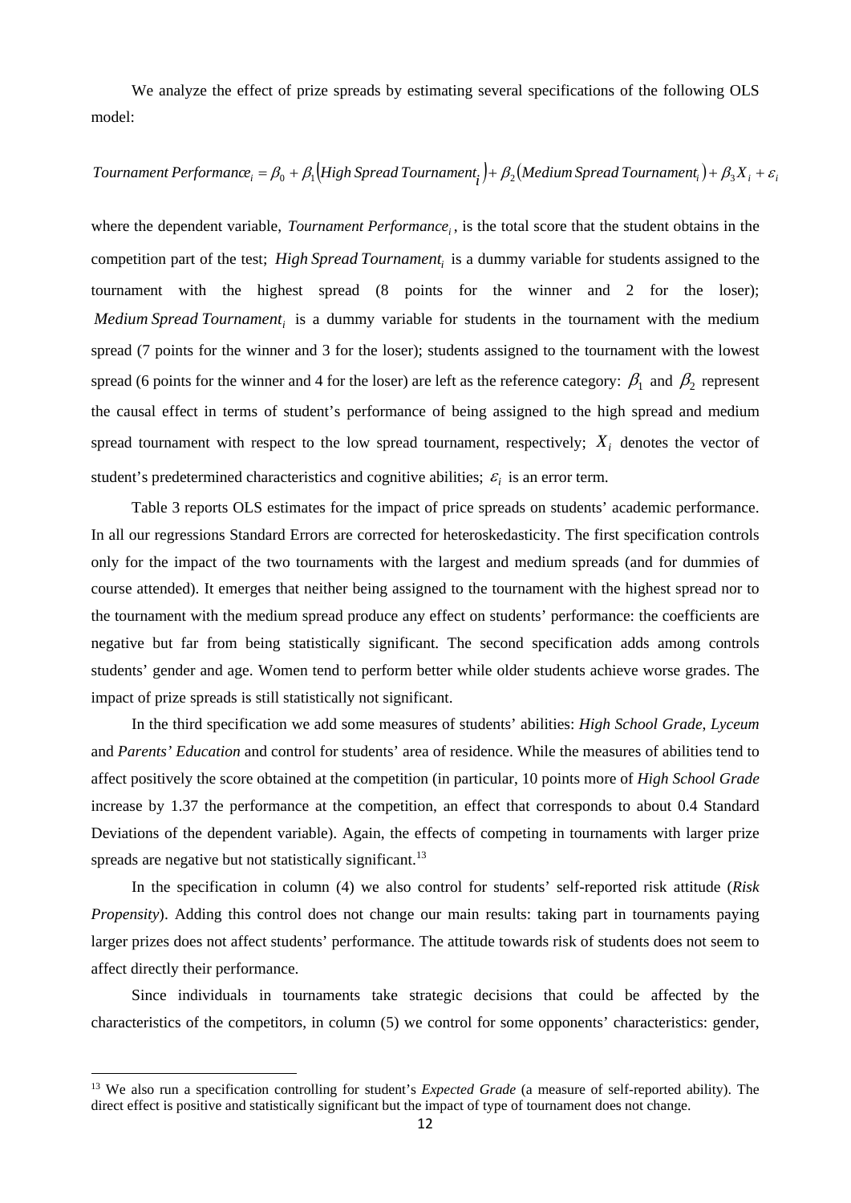We analyze the effect of prize spreads by estimating several specifications of the following OLS model:

$$Tournament\ Performance_i = \beta_0 + \beta_1 (High\ Spread\ Tournament_i) + \beta_2 (Medium\ Spread\ Tournament_i) + \beta_3 X_i + \varepsilon_i$$

where the dependent variable, $Tournament\ Performance_i$, is the total score that the student obtains in the competition part of the test; $High\ Spread\ Tournament_i$ is a dummy variable for students assigned to the tournament with the highest spread (8 points for the winner and 2 for the loser); $Medium\ Spread\ Tournament_i$ is a dummy variable for students in the tournament with the medium spread (7 points for the winner and 3 for the loser); students assigned to the tournament with the lowest spread (6 points for the winner and 4 for the loser) are left as the reference category: $\beta_1$ and $\beta_2$ represent the causal effect in terms of student's performance of being assigned to the high spread and medium spread tournament with respect to the low spread tournament, respectively; $X_i$ denotes the vector of student's predetermined characteristics and cognitive abilities; $\varepsilon_i$ is an error term.

Table 3 reports OLS estimates for the impact of price spreads on students' academic performance. In all our regressions Standard Errors are corrected for heteroskedasticity. The first specification controls only for the impact of the two tournaments with the largest and medium spreads (and for dummies of course attended). It emerges that neither being assigned to the tournament with the highest spread nor to the tournament with the medium spread produce any effect on students' performance: the coefficients are negative but far from being statistically significant. The second specification adds among controls students' gender and age. Women tend to perform better while older students achieve worse grades. The impact of prize spreads is still statistically not significant.

In the third specification we add some measures of students' abilities: *High School Grade*, *Lyceum* and *Parents' Education* and control for students' area of residence. While the measures of abilities tend to affect positively the score obtained at the competition (in particular, 10 points more of *High School Grade* increase by 1.37 the performance at the competition, an effect that corresponds to about 0.4 Standard Deviations of the dependent variable). Again, the effects of competing in tournaments with larger prize spreads are negative but not statistically significant.[13]

In the specification in column (4) we also control for students' self-reported risk attitude (*Risk Propensity*). Adding this control does not change our main results: taking part in tournaments paying larger prizes does not affect students' performance. The attitude towards risk of students does not seem to affect directly their performance.

Since individuals in tournaments take strategic decisions that could be affected by the characteristics of the competitors, in column (5) we control for some opponents' characteristics: gender,

[13] We also run a specification controlling for student's *Expected Grade* (a measure of self-reported ability). The direct effect is positive and statistically significant but the impact of type of tournament does not change.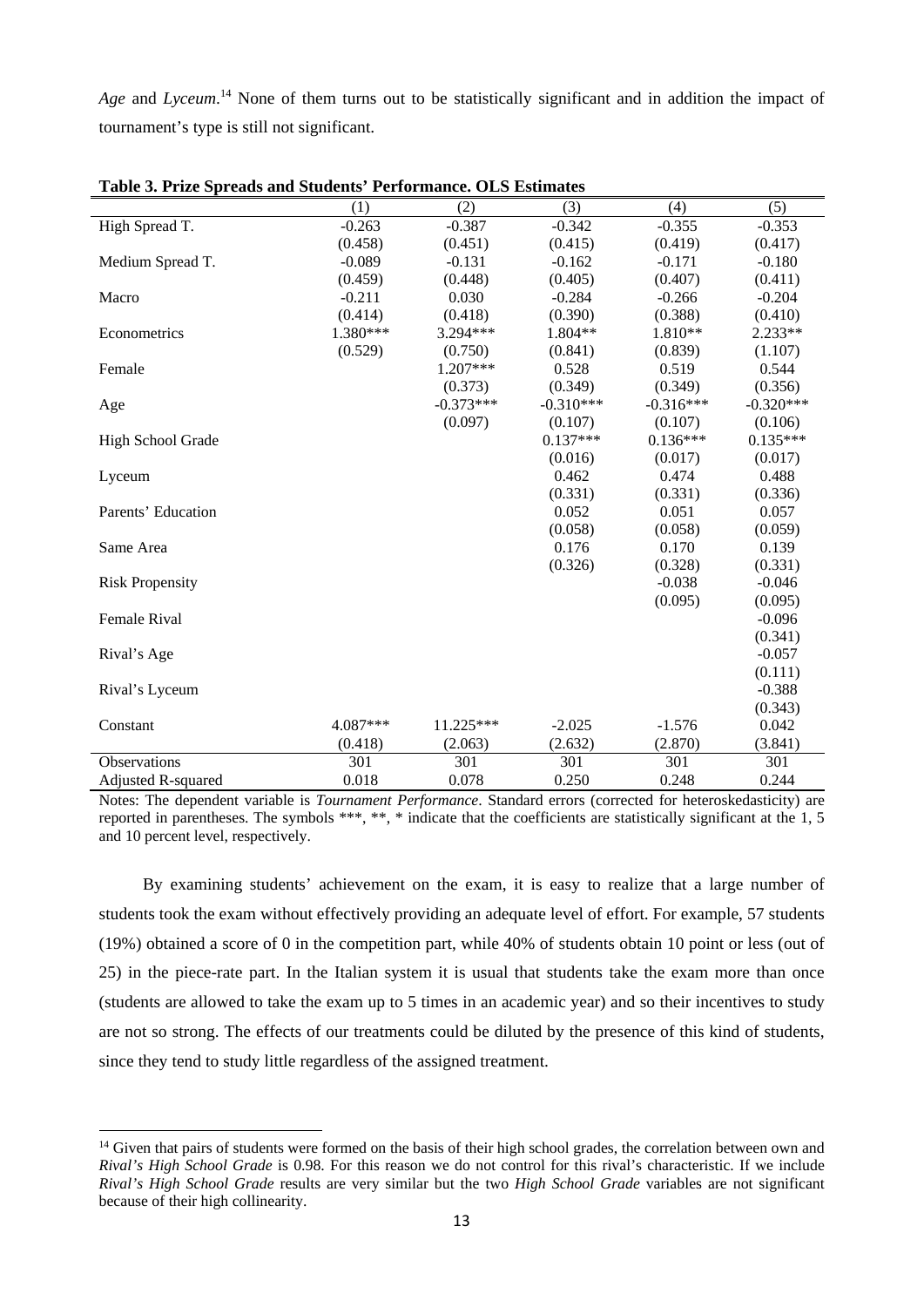*Age* and *Lyceum*.[14] None of them turns out to be statistically significant and in addition the impact of tournament's type is still not significant.

**Table 3. Prize Spreads and Students' Performance. OLS Estimates**

| | (1) | (2) | (3) | (4) | (5) |
|---|---|---|---|---|---|
| High Spread T. | -0.263 | -0.387 | -0.342 | -0.355 | -0.353 |
| | (0.458) | (0.451) | (0.415) | (0.419) | (0.417) |
| Medium Spread T. | -0.089 | -0.131 | -0.162 | -0.171 | -0.180 |
| | (0.459) | (0.448) | (0.405) | (0.407) | (0.411) |
| Macro | -0.211 | 0.030 | -0.284 | -0.266 | -0.204 |
| | (0.414) | (0.418) | (0.390) | (0.388) | (0.410) |
| Econometrics | 1.380*** | 3.294*** | 1.804** | 1.810** | 2.233** |
| | (0.529) | (0.750) | (0.841) | (0.839) | (1.107) |
| Female | | 1.207*** | 0.528 | 0.519 | 0.544 |
| | | (0.373) | (0.349) | (0.349) | (0.356) |
| Age | | -0.373*** | -0.310*** | -0.316*** | -0.320*** |
| | | (0.097) | (0.107) | (0.107) | (0.106) |
| High School Grade | | | 0.137*** | 0.136*** | 0.135*** |
| | | | (0.016) | (0.017) | (0.017) |
| Lyceum | | | 0.462 | 0.474 | 0.488 |
| | | | (0.331) | (0.331) | (0.336) |
| Parents' Education | | | 0.052 | 0.051 | 0.057 |
| | | | (0.058) | (0.058) | (0.059) |
| Same Area | | | 0.176 | 0.170 | 0.139 |
| | | | (0.326) | (0.328) | (0.331) |
| Risk Propensity | | | | -0.038 | -0.046 |
| | | | | (0.095) | (0.095) |
| Female Rival | | | | | -0.096 |
| | | | | | (0.341) |
| Rival's Age | | | | | -0.057 |
| | | | | | (0.111) |
| Rival's Lyceum | | | | | -0.388 |
| | | | | | (0.343) |
| Constant | 4.087*** | 11.225*** | -2.025 | -1.576 | 0.042 |
| | (0.418) | (2.063) | (2.632) | (2.870) | (3.841) |
| Observations | 301 | 301 | 301 | 301 | 301 |
| Adjusted R-squared | 0.018 | 0.078 | 0.250 | 0.248 | 0.244 |

Notes: The dependent variable is *Tournament Performance*. Standard errors (corrected for heteroskedasticity) are reported in parentheses. The symbols ***, **, * indicate that the coefficients are statistically significant at the 1, 5 and 10 percent level, respectively.

By examining students' achievement on the exam, it is easy to realize that a large number of students took the exam without effectively providing an adequate level of effort. For example, 57 students (19%) obtained a score of 0 in the competition part, while 40% of students obtain 10 point or less (out of 25) in the piece-rate part. In the Italian system it is usual that students take the exam more than once (students are allowed to take the exam up to 5 times in an academic year) and so their incentives to study are not so strong. The effects of our treatments could be diluted by the presence of this kind of students, since they tend to study little regardless of the assigned treatment.

[14] Given that pairs of students were formed on the basis of their high school grades, the correlation between own and *Rival's High School Grade* is 0.98. For this reason we do not control for this rival's characteristic. If we include *Rival's High School Grade* results are very similar but the two *High School Grade* variables are not significant because of their high collinearity.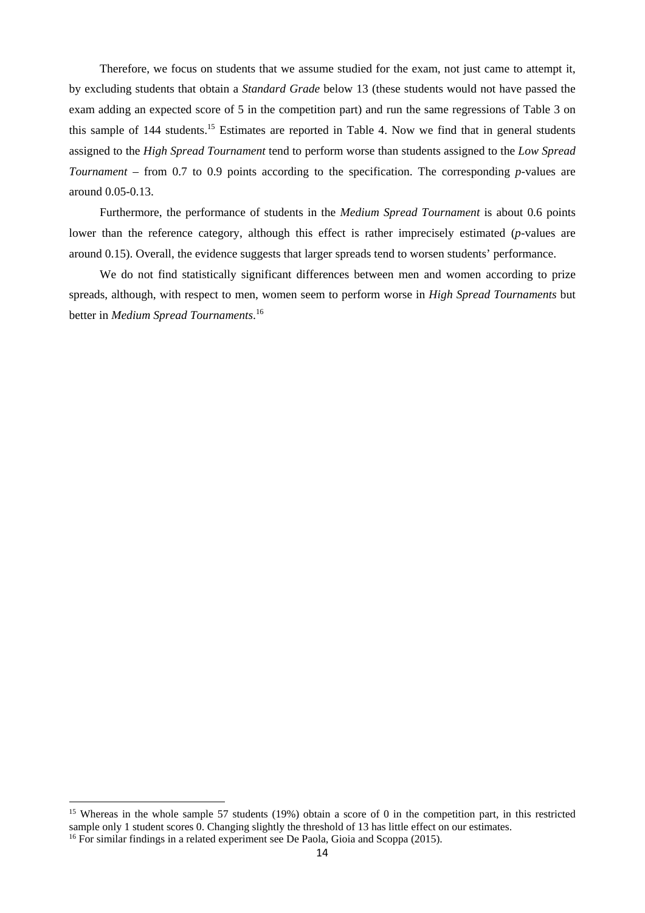Therefore, we focus on students that we assume studied for the exam, not just came to attempt it, by excluding students that obtain a *Standard Grade* below 13 (these students would not have passed the exam adding an expected score of 5 in the competition part) and run the same regressions of Table 3 on this sample of 144 students.[15] Estimates are reported in Table 4. Now we find that in general students assigned to the *High Spread Tournament* tend to perform worse than students assigned to the *Low Spread Tournament* – from 0.7 to 0.9 points according to the specification. The corresponding *p*-values are around 0.05-0.13.

Furthermore, the performance of students in the *Medium Spread Tournament* is about 0.6 points lower than the reference category, although this effect is rather imprecisely estimated (*p*-values are around 0.15). Overall, the evidence suggests that larger spreads tend to worsen students' performance.

We do not find statistically significant differences between men and women according to prize spreads, although, with respect to men, women seem to perform worse in *High Spread Tournaments* but better in *Medium Spread Tournaments*.[16]

---

[15] Whereas in the whole sample 57 students (19%) obtain a score of 0 in the competition part, in this restricted sample only 1 student scores 0. Changing slightly the threshold of 13 has little effect on our estimates.

[16] For similar findings in a related experiment see De Paola, Gioia and Scoppa (2015).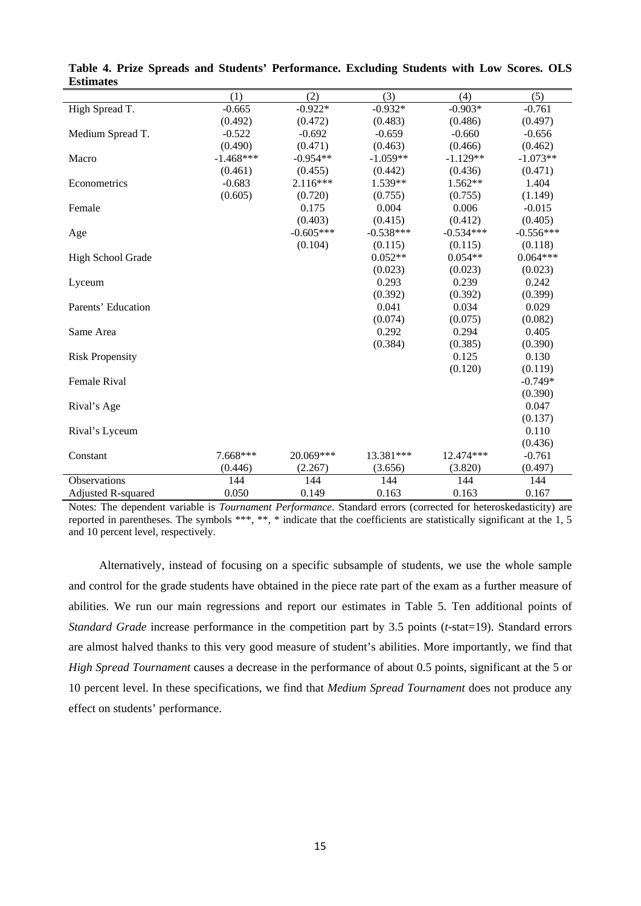**Table 4. Prize Spreads and Students' Performance. Excluding Students with Low Scores. OLS Estimates**

| | (1) | (2) | (3) | (4) | (5) |
|---|---|---|---|---|---|
| High Spread T. | -0.665 | -0.922* | -0.932* | -0.903* | -0.761 |
| | (0.492) | (0.472) | (0.483) | (0.486) | (0.497) |
| Medium Spread T. | -0.522 | -0.692 | -0.659 | -0.660 | -0.656 |
| | (0.490) | (0.471) | (0.463) | (0.466) | (0.462) |
| Macro | -1.468*** | -0.954** | -1.059** | -1.129** | -1.073** |
| | (0.461) | (0.455) | (0.442) | (0.436) | (0.471) |
| Econometrics | -0.683 | 2.116*** | 1.539** | 1.562** | 1.404 |
| | (0.605) | (0.720) | (0.755) | (0.755) | (1.149) |
| Female | | 0.175 | 0.004 | 0.006 | -0.015 |
| | | (0.403) | (0.415) | (0.412) | (0.405) |
| Age | | -0.605*** | -0.538*** | -0.534*** | -0.556*** |
| | | (0.104) | (0.115) | (0.115) | (0.118) |
| High School Grade | | | 0.052** | 0.054** | 0.064*** |
| | | | (0.023) | (0.023) | (0.023) |
| Lyceum | | | 0.293 | 0.239 | 0.242 |
| | | | (0.392) | (0.392) | (0.399) |
| Parents' Education | | | 0.041 | 0.034 | 0.029 |
| | | | (0.074) | (0.075) | (0.082) |
| Same Area | | | 0.292 | 0.294 | 0.405 |
| | | | (0.384) | (0.385) | (0.390) |
| Risk Propensity | | | | 0.125 | 0.130 |
| | | | | (0.120) | (0.119) |
| Female Rival | | | | | -0.749* |
| | | | | | (0.390) |
| Rival's Age | | | | | 0.047 |
| | | | | | (0.137) |
| Rival's Lyceum | | | | | 0.110 |
| | | | | | (0.436) |
| Constant | 7.668*** | 20.069*** | 13.381*** | 12.474*** | -0.761 |
| | (0.446) | (2.267) | (3.656) | (3.820) | (0.497) |
| Observations | 144 | 144 | 144 | 144 | 144 |
| Adjusted R-squared | 0.050 | 0.149 | 0.163 | 0.163 | 0.167 |

Notes: The dependent variable is *Tournament Performance*. Standard errors (corrected for heteroskedasticity) are reported in parentheses. The symbols ***, **, * indicate that the coefficients are statistically significant at the 1, 5 and 10 percent level, respectively.

Alternatively, instead of focusing on a specific subsample of students, we use the whole sample and control for the grade students have obtained in the piece rate part of the exam as a further measure of abilities. We run our main regressions and report our estimates in Table 5. Ten additional points of *Standard Grade* increase performance in the competition part by 3.5 points (*t*-stat=19). Standard errors are almost halved thanks to this very good measure of student's abilities. More importantly, we find that *High Spread Tournament* causes a decrease in the performance of about 0.5 points, significant at the 5 or 10 percent level. In these specifications, we find that *Medium Spread Tournament* does not produce any effect on students' performance.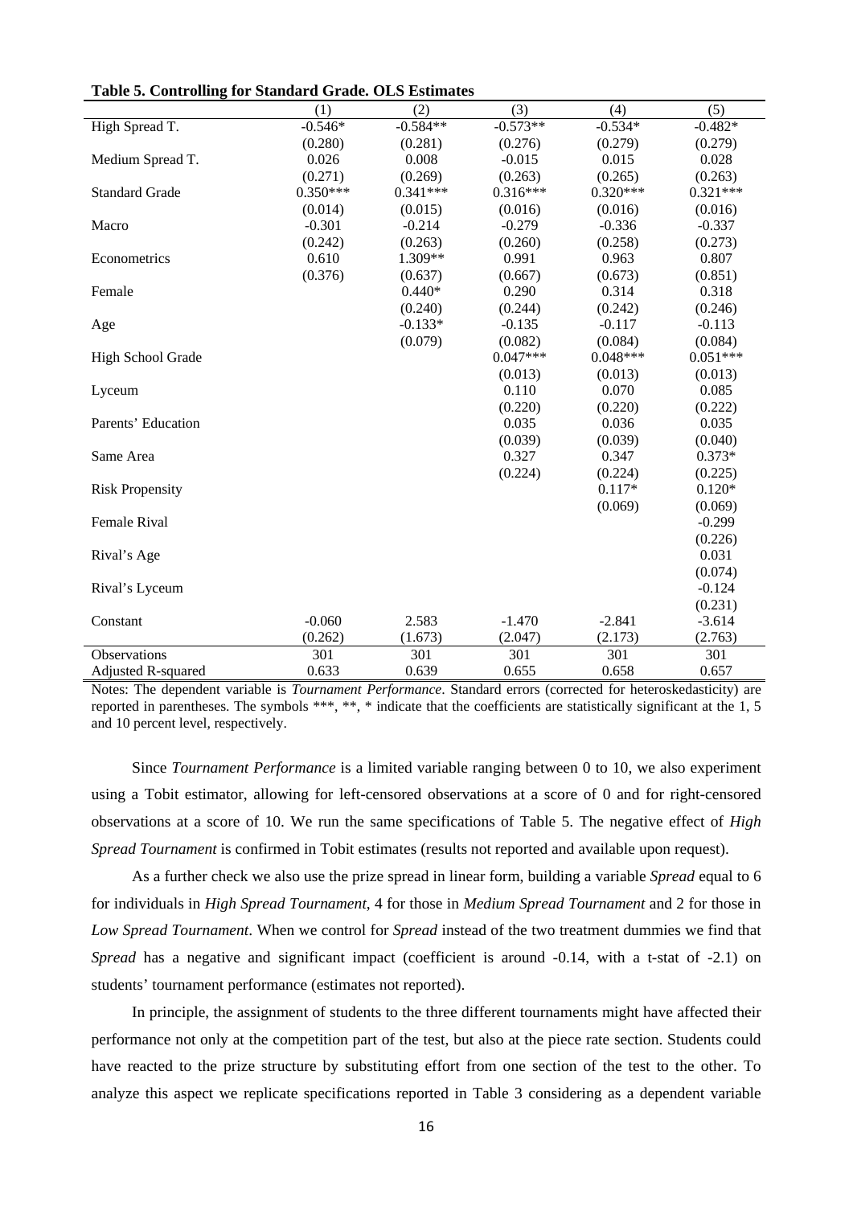**Table 5. Controlling for Standard Grade. OLS Estimates**

| | (1) | (2) | (3) | (4) | (5) |
|---|---|---|---|---|---|
| High Spread T. | -0.546* | -0.584** | -0.573** | -0.534* | -0.482* |
| | (0.280) | (0.281) | (0.276) | (0.279) | (0.279) |
| Medium Spread T. | 0.026 | 0.008 | -0.015 | 0.015 | 0.028 |
| | (0.271) | (0.269) | (0.263) | (0.265) | (0.263) |
| Standard Grade | 0.350*** | 0.341*** | 0.316*** | 0.320*** | 0.321*** |
| | (0.014) | (0.015) | (0.016) | (0.016) | (0.016) |
| Macro | -0.301 | -0.214 | -0.279 | -0.336 | -0.337 |
| | (0.242) | (0.263) | (0.260) | (0.258) | (0.273) |
| Econometrics | 0.610 | 1.309** | 0.991 | 0.963 | 0.807 |
| | (0.376) | (0.637) | (0.667) | (0.673) | (0.851) |
| Female | | 0.440* | 0.290 | 0.314 | 0.318 |
| | | (0.240) | (0.244) | (0.242) | (0.246) |
| Age | | -0.133* | -0.135 | -0.117 | -0.113 |
| | | (0.079) | (0.082) | (0.084) | (0.084) |
| High School Grade | | | 0.047*** | 0.048*** | 0.051*** |
| | | | (0.013) | (0.013) | (0.013) |
| Lyceum | | | 0.110 | 0.070 | 0.085 |
| | | | (0.220) | (0.220) | (0.222) |
| Parents' Education | | | 0.035 | 0.036 | 0.035 |
| | | | (0.039) | (0.039) | (0.040) |
| Same Area | | | 0.327 | 0.347 | 0.373* |
| | | | (0.224) | (0.224) | (0.225) |
| Risk Propensity | | | | 0.117* | 0.120* |
| | | | | (0.069) | (0.069) |
| Female Rival | | | | | -0.299 |
| | | | | | (0.226) |
| Rival's Age | | | | | 0.031 |
| | | | | | (0.074) |
| Rival's Lyceum | | | | | -0.124 |
| | | | | | (0.231) |
| Constant | -0.060 | 2.583 | -1.470 | -2.841 | -3.614 |
| | (0.262) | (1.673) | (2.047) | (2.173) | (2.763) |
| Observations | 301 | 301 | 301 | 301 | 301 |
| Adjusted R-squared | 0.633 | 0.639 | 0.655 | 0.658 | 0.657 |

Notes: The dependent variable is *Tournament Performance*. Standard errors (corrected for heteroskedasticity) are reported in parentheses. The symbols ***, **, * indicate that the coefficients are statistically significant at the 1, 5 and 10 percent level, respectively.

Since *Tournament Performance* is a limited variable ranging between 0 to 10, we also experiment using a Tobit estimator, allowing for left-censored observations at a score of 0 and for right-censored observations at a score of 10. We run the same specifications of Table 5. The negative effect of *High Spread Tournament* is confirmed in Tobit estimates (results not reported and available upon request).

As a further check we also use the prize spread in linear form, building a variable *Spread* equal to 6 for individuals in *High Spread Tournament*, 4 for those in *Medium Spread Tournament* and 2 for those in *Low Spread Tournament*. When we control for *Spread* instead of the two treatment dummies we find that *Spread* has a negative and significant impact (coefficient is around -0.14, with a t-stat of -2.1) on students' tournament performance (estimates not reported).

In principle, the assignment of students to the three different tournaments might have affected their performance not only at the competition part of the test, but also at the piece rate section. Students could have reacted to the prize structure by substituting effort from one section of the test to the other. To analyze this aspect we replicate specifications reported in Table 3 considering as a dependent variable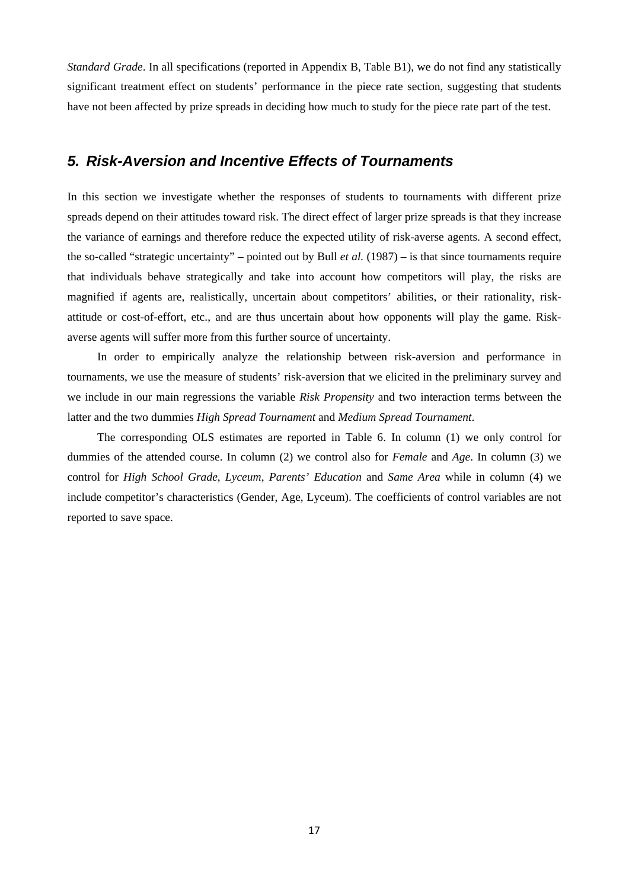*Standard Grade*. In all specifications (reported in Appendix B, Table B1), we do not find any statistically significant treatment effect on students' performance in the piece rate section, suggesting that students have not been affected by prize spreads in deciding how much to study for the piece rate part of the test.

## 5. Risk-Aversion and Incentive Effects of Tournaments

In this section we investigate whether the responses of students to tournaments with different prize spreads depend on their attitudes toward risk. The direct effect of larger prize spreads is that they increase the variance of earnings and therefore reduce the expected utility of risk-averse agents. A second effect, the so-called "strategic uncertainty" – pointed out by Bull *et al.* (1987) – is that since tournaments require that individuals behave strategically and take into account how competitors will play, the risks are magnified if agents are, realistically, uncertain about competitors' abilities, or their rationality, risk-attitude or cost-of-effort, etc., and are thus uncertain about how opponents will play the game. Risk-averse agents will suffer more from this further source of uncertainty.

In order to empirically analyze the relationship between risk-aversion and performance in tournaments, we use the measure of students' risk-aversion that we elicited in the preliminary survey and we include in our main regressions the variable *Risk Propensity* and two interaction terms between the latter and the two dummies *High Spread Tournament* and *Medium Spread Tournament*.

The corresponding OLS estimates are reported in Table 6. In column (1) we only control for dummies of the attended course. In column (2) we control also for *Female* and *Age*. In column (3) we control for *High School Grade*, *Lyceum*, *Parents' Education* and *Same Area* while in column (4) we include competitor's characteristics (Gender, Age, Lyceum). The coefficients of control variables are not reported to save space.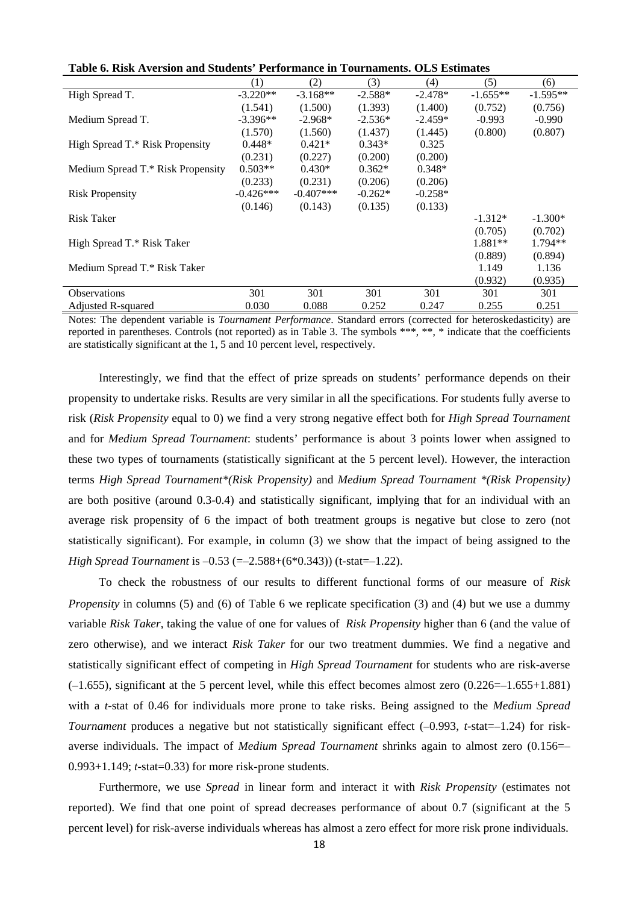**Table 6. Risk Aversion and Students' Performance in Tournaments. OLS Estimates**

| | (1) | (2) | (3) | (4) | (5) | (6) |
|---|---|---|---|---|---|---|
| High Spread T. | -3.220** | -3.168** | -2.588* | -2.478* | -1.655** | -1.595** |
| | (1.541) | (1.500) | (1.393) | (1.400) | (0.752) | (0.756) |
| Medium Spread T. | -3.396** | -2.968* | -2.536* | -2.459* | -0.993 | -0.990 |
| | (1.570) | (1.560) | (1.437) | (1.445) | (0.800) | (0.807) |
| High Spread T.* Risk Propensity | 0.448* | 0.421* | 0.343* | 0.325 | | |
| | (0.231) | (0.227) | (0.200) | (0.200) | | |
| Medium Spread T.* Risk Propensity | 0.503** | 0.430* | 0.362* | 0.348* | | |
| | (0.233) | (0.231) | (0.206) | (0.206) | | |
| Risk Propensity | -0.426*** | -0.407*** | -0.262* | -0.258* | | |
| | (0.146) | (0.143) | (0.135) | (0.133) | | |
| Risk Taker | | | | | -1.312* | -1.300* |
| | | | | | (0.705) | (0.702) |
| High Spread T.* Risk Taker | | | | | 1.881** | 1.794** |
| | | | | | (0.889) | (0.894) |
| Medium Spread T.* Risk Taker | | | | | 1.149 | 1.136 |
| | | | | | (0.932) | (0.935) |
| Observations | 301 | 301 | 301 | 301 | 301 | 301 |
| Adjusted R-squared | 0.030 | 0.088 | 0.252 | 0.247 | 0.255 | 0.251 |

Notes: The dependent variable is *Tournament Performance*. Standard errors (corrected for heteroskedasticity) are reported in parentheses. Controls (not reported) as in Table 3. The symbols ***, **, * indicate that the coefficients are statistically significant at the 1, 5 and 10 percent level, respectively.

Interestingly, we find that the effect of prize spreads on students' performance depends on their propensity to undertake risks. Results are very similar in all the specifications. For students fully averse to risk (*Risk Propensity* equal to 0) we find a very strong negative effect both for *High Spread Tournament* and for *Medium Spread Tournament*: students' performance is about 3 points lower when assigned to these two types of tournaments (statistically significant at the 5 percent level). However, the interaction terms *High Spread Tournament\*(Risk Propensity)* and *Medium Spread Tournament \*(Risk Propensity)* are both positive (around 0.3-0.4) and statistically significant, implying that for an individual with an average risk propensity of 6 the impact of both treatment groups is negative but close to zero (not statistically significant). For example, in column (3) we show that the impact of being assigned to the *High Spread Tournament* is –0.53 (=–2.588+(6*0.343)) (t-stat=–1.22).

To check the robustness of our results to different functional forms of our measure of *Risk Propensity* in columns (5) and (6) of Table 6 we replicate specification (3) and (4) but we use a dummy variable *Risk Taker*, taking the value of one for values of *Risk Propensity* higher than 6 (and the value of zero otherwise), and we interact *Risk Taker* for our two treatment dummies. We find a negative and statistically significant effect of competing in *High Spread Tournament* for students who are risk-averse (–1.655), significant at the 5 percent level, while this effect becomes almost zero (0.226=–1.655+1.881) with a *t*-stat of 0.46 for individuals more prone to take risks. Being assigned to the *Medium Spread Tournament* produces a negative but not statistically significant effect (–0.993, *t*-stat=–1.24) for risk-averse individuals. The impact of *Medium Spread Tournament* shrinks again to almost zero (0.156=–0.993+1.149; *t*-stat=0.33) for more risk-prone students.

Furthermore, we use *Spread* in linear form and interact it with *Risk Propensity* (estimates not reported). We find that one point of spread decreases performance of about 0.7 (significant at the 5 percent level) for risk-averse individuals whereas has almost a zero effect for more risk prone individuals.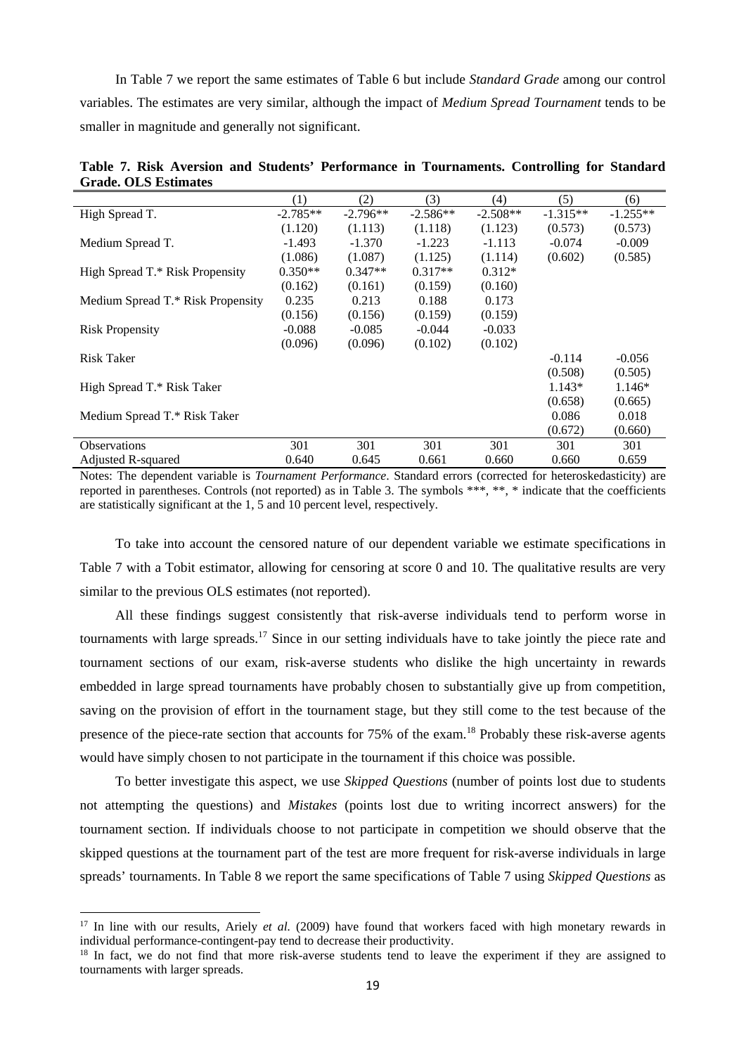In Table 7 we report the same estimates of Table 6 but include *Standard Grade* among our control variables. The estimates are very similar, although the impact of *Medium Spread Tournament* tends to be smaller in magnitude and generally not significant.

**Table 7. Risk Aversion and Students' Performance in Tournaments. Controlling for Standard Grade. OLS Estimates**

| | (1) | (2) | (3) | (4) | (5) | (6) |
|---|---|---|---|---|---|---|
| High Spread T. | -2.785** | -2.796** | -2.586** | -2.508** | -1.315** | -1.255** |
| | (1.120) | (1.113) | (1.118) | (1.123) | (0.573) | (0.573) |
| Medium Spread T. | -1.493 | -1.370 | -1.223 | -1.113 | -0.074 | -0.009 |
| | (1.086) | (1.087) | (1.125) | (1.114) | (0.602) | (0.585) |
| High Spread T.* Risk Propensity | 0.350** | 0.347** | 0.317** | 0.312* | | |
| | (0.162) | (0.161) | (0.159) | (0.160) | | |
| Medium Spread T.* Risk Propensity | 0.235 | 0.213 | 0.188 | 0.173 | | |
| | (0.156) | (0.156) | (0.159) | (0.159) | | |
| Risk Propensity | -0.088 | -0.085 | -0.044 | -0.033 | | |
| | (0.096) | (0.096) | (0.102) | (0.102) | | |
| Risk Taker | | | | | -0.114 | -0.056 |
| | | | | | (0.508) | (0.505) |
| High Spread T.* Risk Taker | | | | | 1.143* | 1.146* |
| | | | | | (0.658) | (0.665) |
| Medium Spread T.* Risk Taker | | | | | 0.086 | 0.018 |
| | | | | | (0.672) | (0.660) |
| Observations | 301 | 301 | 301 | 301 | 301 | 301 |
| Adjusted R-squared | 0.640 | 0.645 | 0.661 | 0.660 | 0.660 | 0.659 |

Notes: The dependent variable is *Tournament Performance*. Standard errors (corrected for heteroskedasticity) are reported in parentheses. Controls (not reported) as in Table 3. The symbols ***, **, * indicate that the coefficients are statistically significant at the 1, 5 and 10 percent level, respectively.

To take into account the censored nature of our dependent variable we estimate specifications in Table 7 with a Tobit estimator, allowing for censoring at score 0 and 10. The qualitative results are very similar to the previous OLS estimates (not reported).

All these findings suggest consistently that risk-averse individuals tend to perform worse in tournaments with large spreads.[17] Since in our setting individuals have to take jointly the piece rate and tournament sections of our exam, risk-averse students who dislike the high uncertainty in rewards embedded in large spread tournaments have probably chosen to substantially give up from competition, saving on the provision of effort in the tournament stage, but they still come to the test because of the presence of the piece-rate section that accounts for 75% of the exam.[18] Probably these risk-averse agents would have simply chosen to not participate in the tournament if this choice was possible.

To better investigate this aspect, we use *Skipped Questions* (number of points lost due to students not attempting the questions) and *Mistakes* (points lost due to writing incorrect answers) for the tournament section. If individuals choose to not participate in competition we should observe that the skipped questions at the tournament part of the test are more frequent for risk-averse individuals in large spreads' tournaments. In Table 8 we report the same specifications of Table 7 using *Skipped Questions* as

[17] In line with our results, Ariely *et al.* (2009) have found that workers faced with high monetary rewards in individual performance-contingent-pay tend to decrease their productivity.

[18] In fact, we do not find that more risk-averse students tend to leave the experiment if they are assigned to tournaments with larger spreads.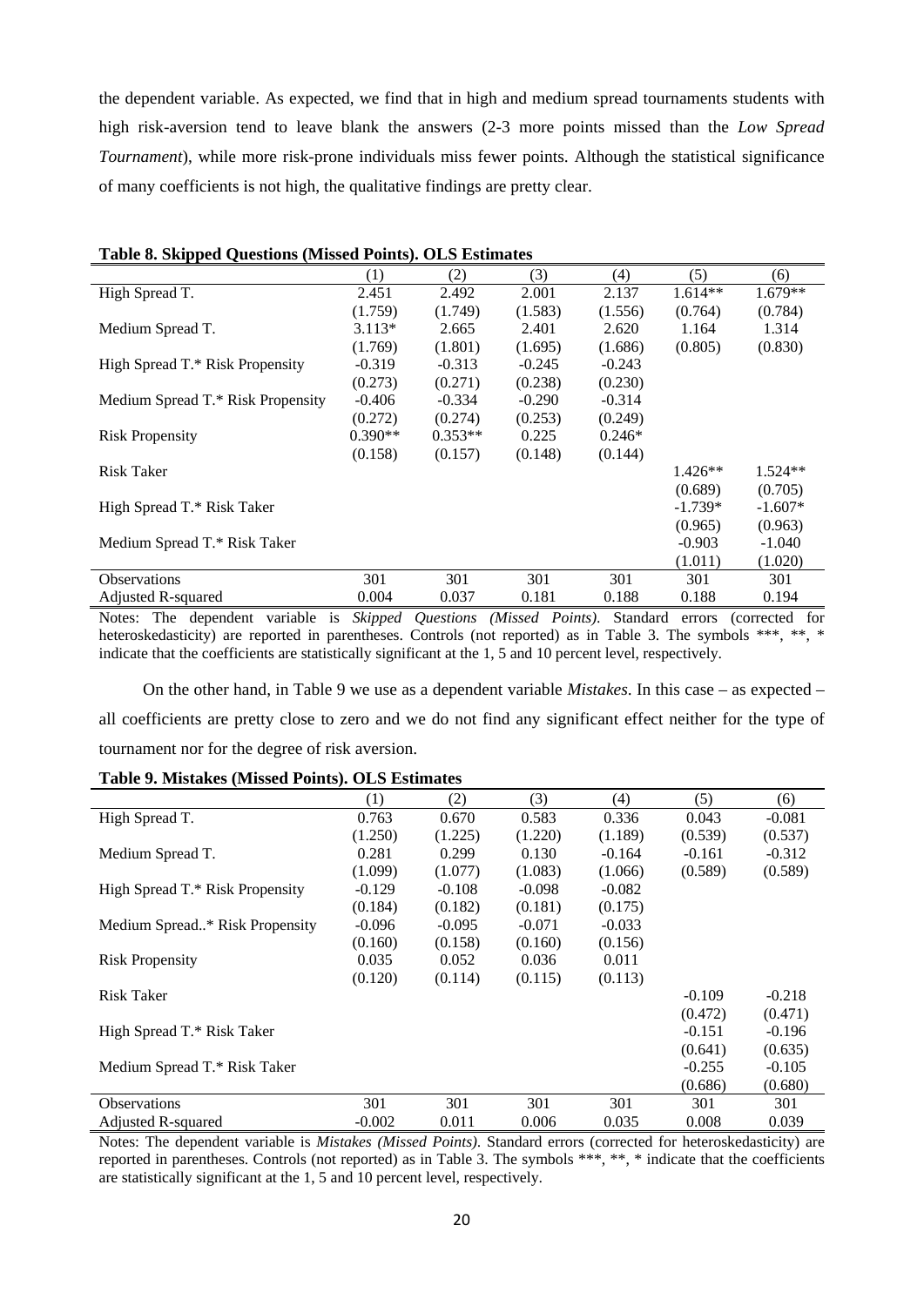the dependent variable. As expected, we find that in high and medium spread tournaments students with high risk-aversion tend to leave blank the answers (2-3 more points missed than the *Low Spread Tournament*), while more risk-prone individuals miss fewer points. Although the statistical significance of many coefficients is not high, the qualitative findings are pretty clear.

**Table 8. Skipped Questions (Missed Points). OLS Estimates**

| | (1) | (2) | (3) | (4) | (5) | (6) |
|---|---|---|---|---|---|---|
| High Spread T. | 2.451 | 2.492 | 2.001 | 2.137 | 1.614** | 1.679** |
| | (1.759) | (1.749) | (1.583) | (1.556) | (0.764) | (0.784) |
| Medium Spread T. | 3.113* | 2.665 | 2.401 | 2.620 | 1.164 | 1.314 |
| | (1.769) | (1.801) | (1.695) | (1.686) | (0.805) | (0.830) |
| High Spread T.* Risk Propensity | -0.319 | -0.313 | -0.245 | -0.243 | | |
| | (0.273) | (0.271) | (0.238) | (0.230) | | |
| Medium Spread T.* Risk Propensity | -0.406 | -0.334 | -0.290 | -0.314 | | |
| | (0.272) | (0.274) | (0.253) | (0.249) | | |
| Risk Propensity | 0.390** | 0.353** | 0.225 | 0.246* | | |
| | (0.158) | (0.157) | (0.148) | (0.144) | | |
| Risk Taker | | | | | 1.426** | 1.524** |
| | | | | | (0.689) | (0.705) |
| High Spread T.* Risk Taker | | | | | -1.739* | -1.607* |
| | | | | | (0.965) | (0.963) |
| Medium Spread T.* Risk Taker | | | | | -0.903 | -1.040 |
| | | | | | (1.011) | (1.020) |
| Observations | 301 | 301 | 301 | 301 | 301 | 301 |
| Adjusted R-squared | 0.004 | 0.037 | 0.181 | 0.188 | 0.188 | 0.194 |

Notes: The dependent variable is *Skipped Questions (Missed Points)*. Standard errors (corrected for heteroskedasticity) are reported in parentheses. Controls (not reported) as in Table 3. The symbols ***, **, * indicate that the coefficients are statistically significant at the 1, 5 and 10 percent level, respectively.

On the other hand, in Table 9 we use as a dependent variable *Mistakes*. In this case – as expected – all coefficients are pretty close to zero and we do not find any significant effect neither for the type of tournament nor for the degree of risk aversion.

**Table 9. Mistakes (Missed Points). OLS Estimates**

| | (1) | (2) | (3) | (4) | (5) | (6) |
|---|---|---|---|---|---|---|
| High Spread T. | 0.763 | 0.670 | 0.583 | 0.336 | 0.043 | -0.081 |
| | (1.250) | (1.225) | (1.220) | (1.189) | (0.539) | (0.537) |
| Medium Spread T. | 0.281 | 0.299 | 0.130 | -0.164 | -0.161 | -0.312 |
| | (1.099) | (1.077) | (1.083) | (1.066) | (0.589) | (0.589) |
| High Spread T.* Risk Propensity | -0.129 | -0.108 | -0.098 | -0.082 | | |
| | (0.184) | (0.182) | (0.181) | (0.175) | | |
| Medium Spread..* Risk Propensity | -0.096 | -0.095 | -0.071 | -0.033 | | |
| | (0.160) | (0.158) | (0.160) | (0.156) | | |
| Risk Propensity | 0.035 | 0.052 | 0.036 | 0.011 | | |
| | (0.120) | (0.114) | (0.115) | (0.113) | | |
| Risk Taker | | | | | -0.109 | -0.218 |
| | | | | | (0.472) | (0.471) |
| High Spread T.* Risk Taker | | | | | -0.151 | -0.196 |
| | | | | | (0.641) | (0.635) |
| Medium Spread T.* Risk Taker | | | | | -0.255 | -0.105 |
| | | | | | (0.686) | (0.680) |
| Observations | 301 | 301 | 301 | 301 | 301 | 301 |
| Adjusted R-squared | -0.002 | 0.011 | 0.006 | 0.035 | 0.008 | 0.039 |

Notes: The dependent variable is *Mistakes (Missed Points)*. Standard errors (corrected for heteroskedasticity) are reported in parentheses. Controls (not reported) as in Table 3. The symbols ***, **, * indicate that the coefficients are statistically significant at the 1, 5 and 10 percent level, respectively.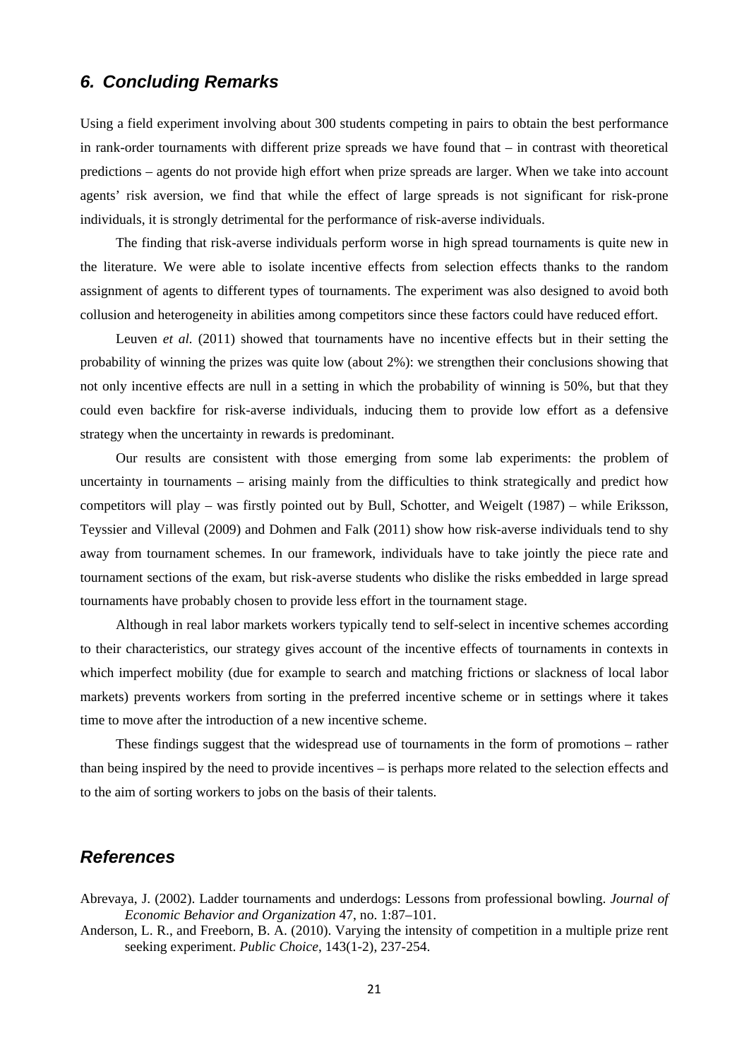## 6. Concluding Remarks

Using a field experiment involving about 300 students competing in pairs to obtain the best performance in rank-order tournaments with different prize spreads we have found that – in contrast with theoretical predictions – agents do not provide high effort when prize spreads are larger. When we take into account agents' risk aversion, we find that while the effect of large spreads is not significant for risk-prone individuals, it is strongly detrimental for the performance of risk-averse individuals.

The finding that risk-averse individuals perform worse in high spread tournaments is quite new in the literature. We were able to isolate incentive effects from selection effects thanks to the random assignment of agents to different types of tournaments. The experiment was also designed to avoid both collusion and heterogeneity in abilities among competitors since these factors could have reduced effort.

Leuven *et al.* (2011) showed that tournaments have no incentive effects but in their setting the probability of winning the prizes was quite low (about 2%): we strengthen their conclusions showing that not only incentive effects are null in a setting in which the probability of winning is 50%, but that they could even backfire for risk-averse individuals, inducing them to provide low effort as a defensive strategy when the uncertainty in rewards is predominant.

Our results are consistent with those emerging from some lab experiments: the problem of uncertainty in tournaments – arising mainly from the difficulties to think strategically and predict how competitors will play – was firstly pointed out by Bull, Schotter, and Weigelt (1987) – while Eriksson, Teyssier and Villeval (2009) and Dohmen and Falk (2011) show how risk-averse individuals tend to shy away from tournament schemes. In our framework, individuals have to take jointly the piece rate and tournament sections of the exam, but risk-averse students who dislike the risks embedded in large spread tournaments have probably chosen to provide less effort in the tournament stage.

Although in real labor markets workers typically tend to self-select in incentive schemes according to their characteristics, our strategy gives account of the incentive effects of tournaments in contexts in which imperfect mobility (due for example to search and matching frictions or slackness of local labor markets) prevents workers from sorting in the preferred incentive scheme or in settings where it takes time to move after the introduction of a new incentive scheme.

These findings suggest that the widespread use of tournaments in the form of promotions – rather than being inspired by the need to provide incentives – is perhaps more related to the selection effects and to the aim of sorting workers to jobs on the basis of their talents.

## References

Abrevaya, J. (2002). Ladder tournaments and underdogs: Lessons from professional bowling. *Journal of Economic Behavior and Organization* 47, no. 1:87–101.

Anderson, L. R., and Freeborn, B. A. (2010). Varying the intensity of competition in a multiple prize rent seeking experiment. *Public Choice*, 143(1-2), 237-254.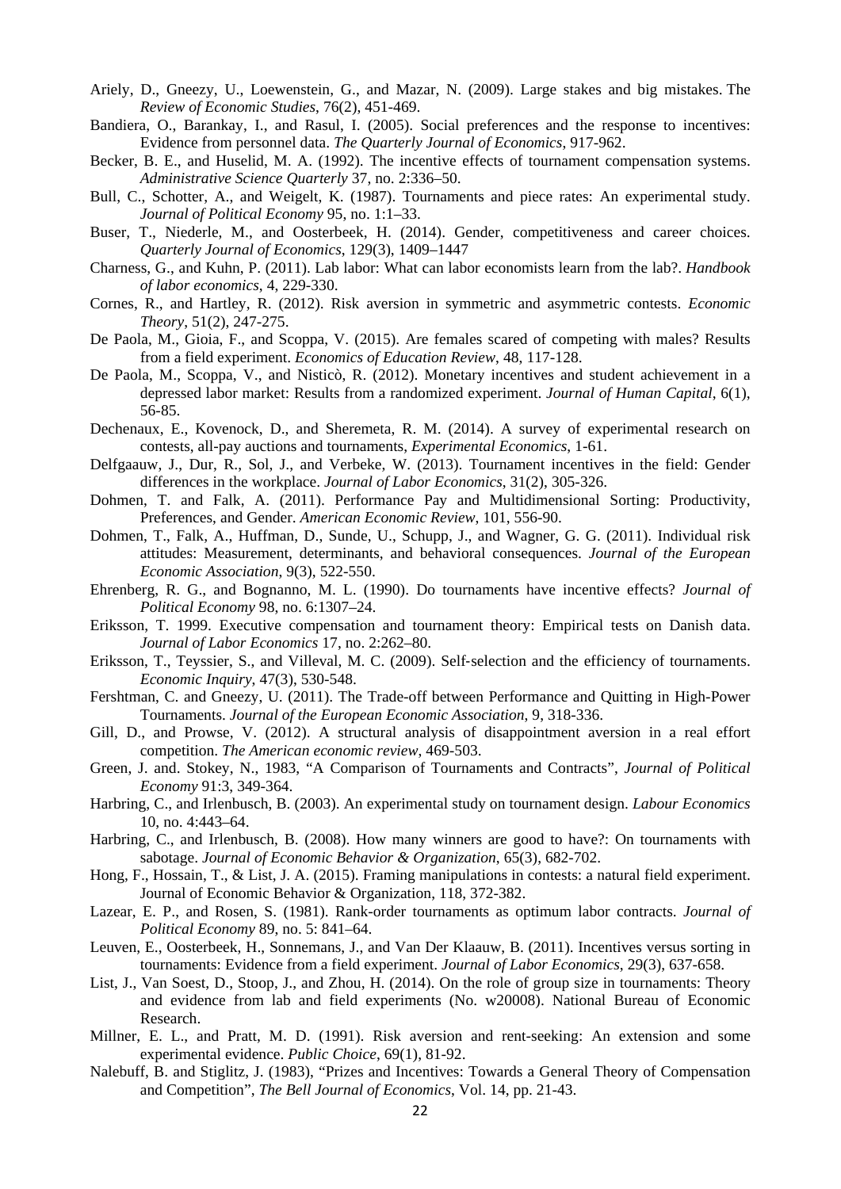Ariely, D., Gneezy, U., Loewenstein, G., and Mazar, N. (2009). Large stakes and big mistakes. The *Review of Economic Studies*, 76(2), 451-469.

Bandiera, O., Barankay, I., and Rasul, I. (2005). Social preferences and the response to incentives: Evidence from personnel data. *The Quarterly Journal of Economics*, 917-962.

Becker, B. E., and Huselid, M. A. (1992). The incentive effects of tournament compensation systems. *Administrative Science Quarterly* 37, no. 2:336–50.

Bull, C., Schotter, A., and Weigelt, K. (1987). Tournaments and piece rates: An experimental study. *Journal of Political Economy* 95, no. 1:1–33.

Buser, T., Niederle, M., and Oosterbeek, H. (2014). Gender, competitiveness and career choices. *Quarterly Journal of Economics*, 129(3), 1409–1447

Charness, G., and Kuhn, P. (2011). Lab labor: What can labor economists learn from the lab?. *Handbook of labor economics*, 4, 229-330.

Cornes, R., and Hartley, R. (2012). Risk aversion in symmetric and asymmetric contests. *Economic Theory*, 51(2), 247-275.

De Paola, M., Gioia, F., and Scoppa, V. (2015). Are females scared of competing with males? Results from a field experiment. *Economics of Education Review*, 48, 117-128.

De Paola, M., Scoppa, V., and Nisticò, R. (2012). Monetary incentives and student achievement in a depressed labor market: Results from a randomized experiment. *Journal of Human Capital*, 6(1), 56-85.

Dechenaux, E., Kovenock, D., and Sheremeta, R. M. (2014). A survey of experimental research on contests, all-pay auctions and tournaments, *Experimental Economics*, 1-61.

Delfgaauw, J., Dur, R., Sol, J., and Verbeke, W. (2013). Tournament incentives in the field: Gender differences in the workplace. *Journal of Labor Economics*, 31(2), 305-326.

Dohmen, T. and Falk, A. (2011). Performance Pay and Multidimensional Sorting: Productivity, Preferences, and Gender. *American Economic Review*, 101, 556-90.

Dohmen, T., Falk, A., Huffman, D., Sunde, U., Schupp, J., and Wagner, G. G. (2011). Individual risk attitudes: Measurement, determinants, and behavioral consequences. *Journal of the European Economic Association*, 9(3), 522-550.

Ehrenberg, R. G., and Bognanno, M. L. (1990). Do tournaments have incentive effects? *Journal of Political Economy* 98, no. 6:1307–24.

Eriksson, T. 1999. Executive compensation and tournament theory: Empirical tests on Danish data. *Journal of Labor Economics* 17, no. 2:262–80.

Eriksson, T., Teyssier, S., and Villeval, M. C. (2009). Self‐selection and the efficiency of tournaments. *Economic Inquiry*, 47(3), 530-548.

Fershtman, C. and Gneezy, U. (2011). The Trade-off between Performance and Quitting in High-Power Tournaments. *Journal of the European Economic Association*, 9, 318-336.

Gill, D., and Prowse, V. (2012). A structural analysis of disappointment aversion in a real effort competition. *The American economic review*, 469-503.

Green, J. and. Stokey, N., 1983, "A Comparison of Tournaments and Contracts", *Journal of Political Economy* 91:3, 349-364.

Harbring, C., and Irlenbusch, B. (2003). An experimental study on tournament design. *Labour Economics* 10, no. 4:443–64.

Harbring, C., and Irlenbusch, B. (2008). How many winners are good to have?: On tournaments with sabotage. *Journal of Economic Behavior & Organization*, 65(3), 682-702.

Hong, F., Hossain, T., & List, J. A. (2015). Framing manipulations in contests: a natural field experiment. Journal of Economic Behavior & Organization, 118, 372-382.

Lazear, E. P., and Rosen, S. (1981). Rank-order tournaments as optimum labor contracts. *Journal of Political Economy* 89, no. 5: 841–64.

Leuven, E., Oosterbeek, H., Sonnemans, J., and Van Der Klaauw, B. (2011). Incentives versus sorting in tournaments: Evidence from a field experiment. *Journal of Labor Economics*, 29(3), 637-658.

List, J., Van Soest, D., Stoop, J., and Zhou, H. (2014). On the role of group size in tournaments: Theory and evidence from lab and field experiments (No. w20008). National Bureau of Economic Research.

Millner, E. L., and Pratt, M. D. (1991). Risk aversion and rent-seeking: An extension and some experimental evidence. *Public Choice*, 69(1), 81-92.

Nalebuff, B. and Stiglitz, J. (1983), "Prizes and Incentives: Towards a General Theory of Compensation and Competition", *The Bell Journal of Economics*, Vol. 14, pp. 21-43.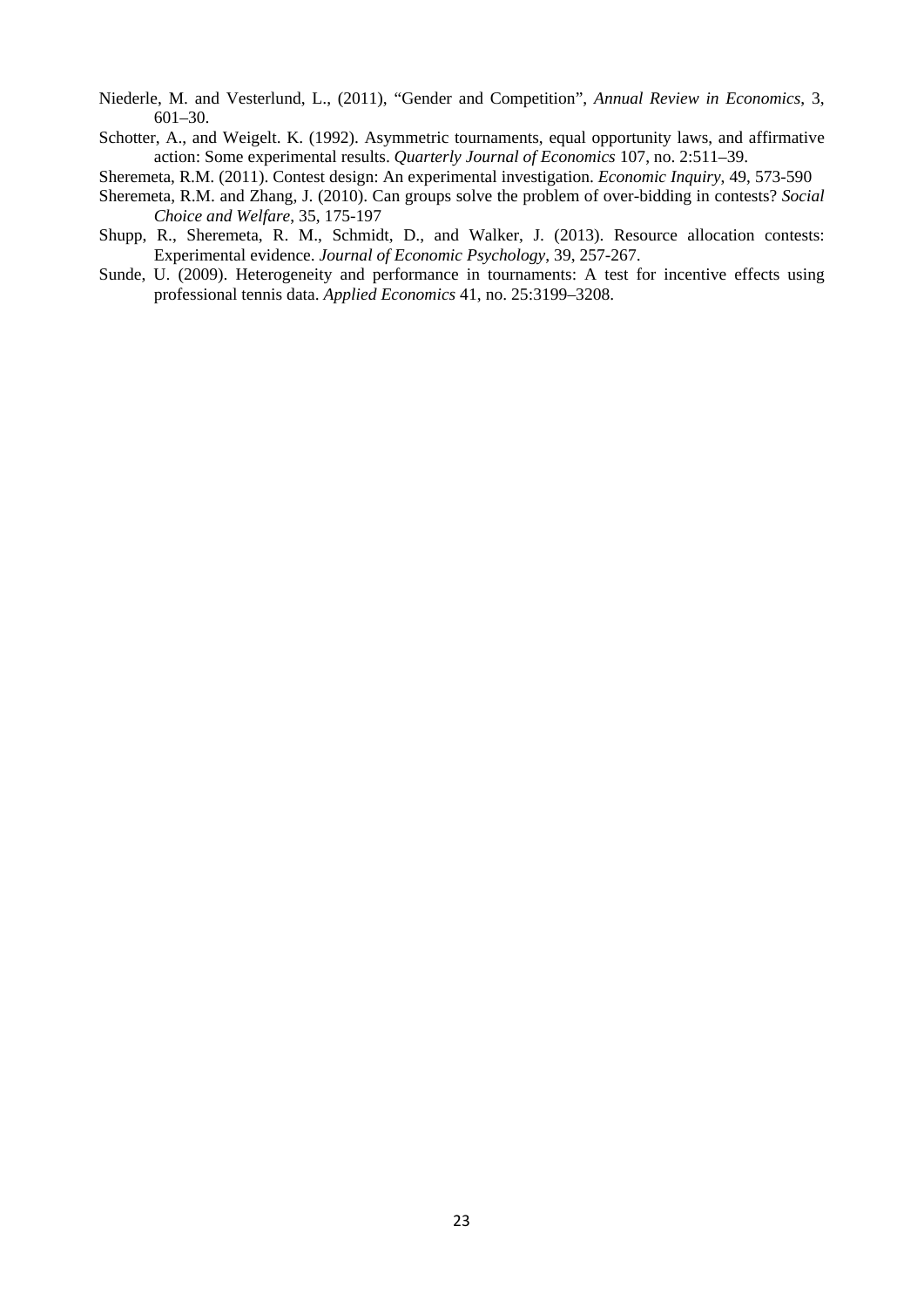Niederle, M. and Vesterlund, L., (2011), "Gender and Competition", *Annual Review in Economics*, 3, 601–30.

Schotter, A., and Weigelt. K. (1992). Asymmetric tournaments, equal opportunity laws, and affirmative action: Some experimental results. *Quarterly Journal of Economics* 107, no. 2:511–39.

Sheremeta, R.M. (2011). Contest design: An experimental investigation. *Economic Inquiry*, 49, 573-590

Sheremeta, R.M. and Zhang, J. (2010). Can groups solve the problem of over-bidding in contests? *Social Choice and Welfare*, 35, 175-197

Shupp, R., Sheremeta, R. M., Schmidt, D., and Walker, J. (2013). Resource allocation contests: Experimental evidence. *Journal of Economic Psychology*, 39, 257-267.

Sunde, U. (2009). Heterogeneity and performance in tournaments: A test for incentive effects using professional tennis data. *Applied Economics* 41, no. 25:3199–3208.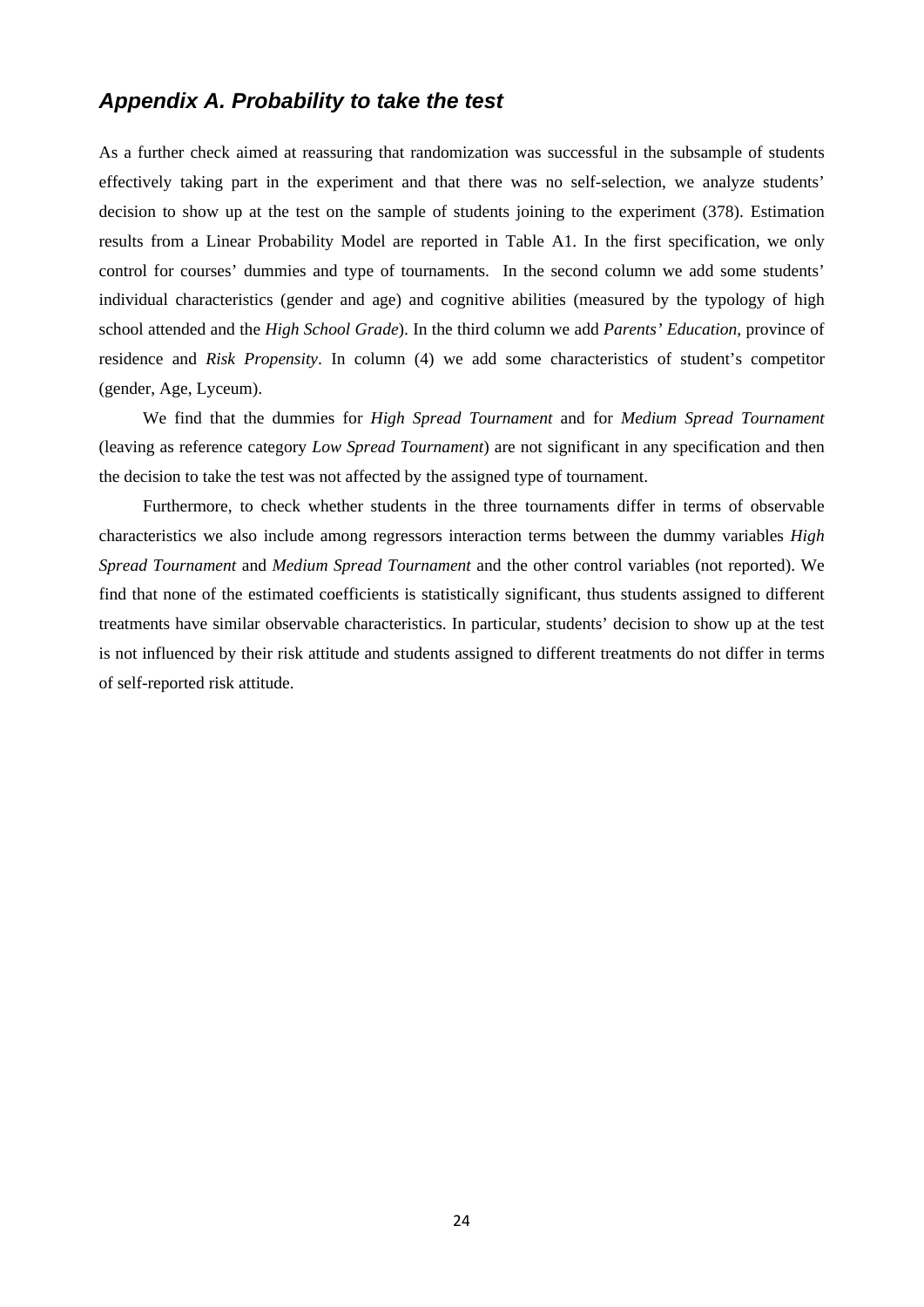## *Appendix A. Probability to take the test*

As a further check aimed at reassuring that randomization was successful in the subsample of students effectively taking part in the experiment and that there was no self-selection, we analyze students' decision to show up at the test on the sample of students joining to the experiment (378). Estimation results from a Linear Probability Model are reported in Table A1. In the first specification, we only control for courses' dummies and type of tournaments. In the second column we add some students' individual characteristics (gender and age) and cognitive abilities (measured by the typology of high school attended and the *High School Grade*). In the third column we add *Parents' Education*, province of residence and *Risk Propensity*. In column (4) we add some characteristics of student's competitor (gender, Age, Lyceum).

We find that the dummies for *High Spread Tournament* and for *Medium Spread Tournament* (leaving as reference category *Low Spread Tournament*) are not significant in any specification and then the decision to take the test was not affected by the assigned type of tournament.

Furthermore, to check whether students in the three tournaments differ in terms of observable characteristics we also include among regressors interaction terms between the dummy variables *High Spread Tournament* and *Medium Spread Tournament* and the other control variables (not reported). We find that none of the estimated coefficients is statistically significant, thus students assigned to different treatments have similar observable characteristics. In particular, students' decision to show up at the test is not influenced by their risk attitude and students assigned to different treatments do not differ in terms of self-reported risk attitude.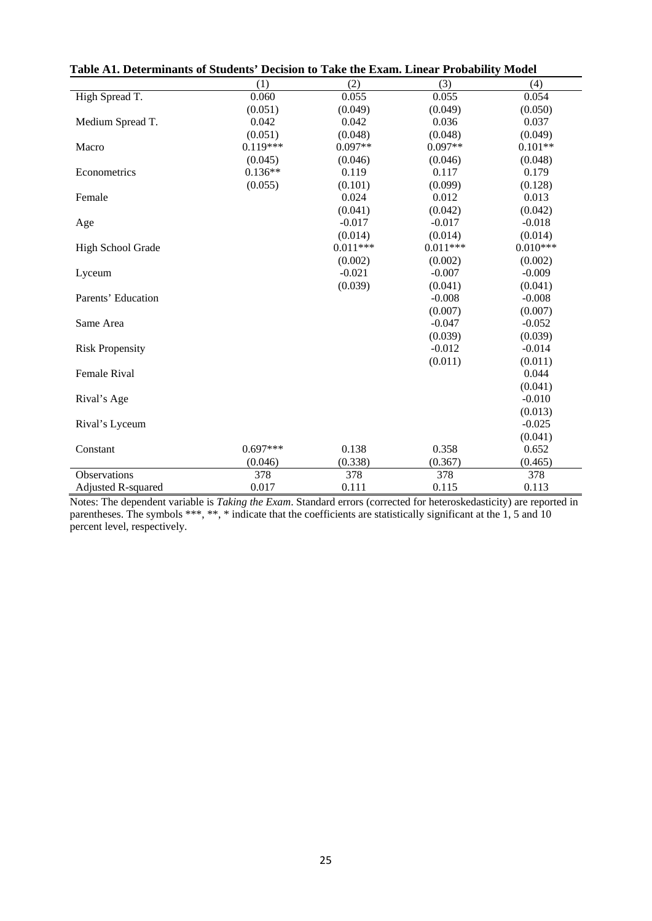**Table A1. Determinants of Students' Decision to Take the Exam. Linear Probability Model**

| | (1) | (2) | (3) | (4) |
|---|---|---|---|---|
| High Spread T. | 0.060 | 0.055 | 0.055 | 0.054 |
| | (0.051) | (0.049) | (0.049) | (0.050) |
| Medium Spread T. | 0.042 | 0.042 | 0.036 | 0.037 |
| | (0.051) | (0.048) | (0.048) | (0.049) |
| Macro | 0.119*** | 0.097** | 0.097** | 0.101** |
| | (0.045) | (0.046) | (0.046) | (0.048) |
| Econometrics | 0.136** | 0.119 | 0.117 | 0.179 |
| | (0.055) | (0.101) | (0.099) | (0.128) |
| Female | | 0.024 | 0.012 | 0.013 |
| | | (0.041) | (0.042) | (0.042) |
| Age | | -0.017 | -0.017 | -0.018 |
| | | (0.014) | (0.014) | (0.014) |
| High School Grade | | 0.011*** | 0.011*** | 0.010*** |
| | | (0.002) | (0.002) | (0.002) |
| Lyceum | | -0.021 | -0.007 | -0.009 |
| | | (0.039) | (0.041) | (0.041) |
| Parents' Education | | | -0.008 | -0.008 |
| | | | (0.007) | (0.007) |
| Same Area | | | -0.047 | -0.052 |
| | | | (0.039) | (0.039) |
| Risk Propensity | | | -0.012 | -0.014 |
| | | | (0.011) | (0.011) |
| Female Rival | | | | 0.044 |
| | | | | (0.041) |
| Rival's Age | | | | -0.010 |
| | | | | (0.013) |
| Rival's Lyceum | | | | -0.025 |
| | | | | (0.041) |
| Constant | 0.697*** | 0.138 | 0.358 | 0.652 |
| | (0.046) | (0.338) | (0.367) | (0.465) |
| Observations | 378 | 378 | 378 | 378 |
| Adjusted R-squared | 0.017 | 0.111 | 0.115 | 0.113 |

Notes: The dependent variable is *Taking the Exam*. Standard errors (corrected for heteroskedasticity) are reported in parentheses. The symbols ***, **, * indicate that the coefficients are statistically significant at the 1, 5 and 10 percent level, respectively.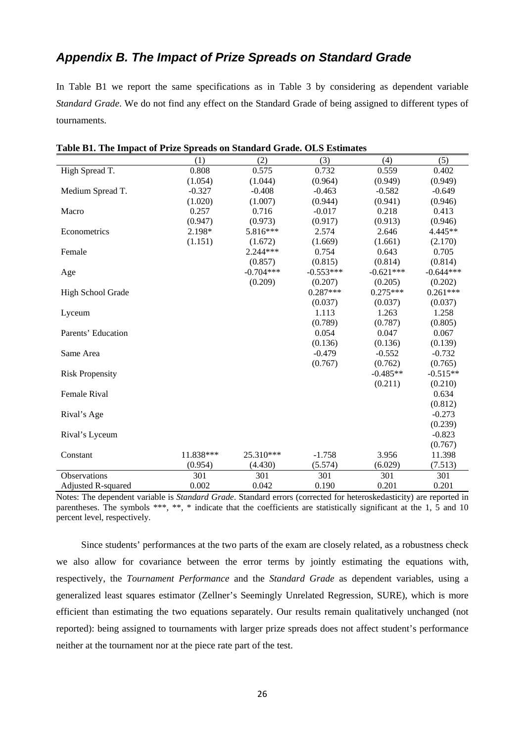## *Appendix B. The Impact of Prize Spreads on Standard Grade*

In Table B1 we report the same specifications as in Table 3 by considering as dependent variable *Standard Grade*. We do not find any effect on the Standard Grade of being assigned to different types of tournaments.

**Table B1. The Impact of Prize Spreads on Standard Grade. OLS Estimates**

| | (1) | (2) | (3) | (4) | (5) |
|---|---|---|---|---|---|
| High Spread T. | 0.808 | 0.575 | 0.732 | 0.559 | 0.402 |
| | (1.054) | (1.044) | (0.964) | (0.949) | (0.949) |
| Medium Spread T. | -0.327 | -0.408 | -0.463 | -0.582 | -0.649 |
| | (1.020) | (1.007) | (0.944) | (0.941) | (0.946) |
| Macro | 0.257 | 0.716 | -0.017 | 0.218 | 0.413 |
| | (0.947) | (0.973) | (0.917) | (0.913) | (0.946) |
| Econometrics | 2.198* | 5.816*** | 2.574 | 2.646 | 4.445** |
| | (1.151) | (1.672) | (1.669) | (1.661) | (2.170) |
| Female | | 2.244*** | 0.754 | 0.643 | 0.705 |
| | | (0.857) | (0.815) | (0.814) | (0.814) |
| Age | | -0.704*** | -0.553*** | -0.621*** | -0.644*** |
| | | (0.209) | (0.207) | (0.205) | (0.202) |
| High School Grade | | | 0.287*** | 0.275*** | 0.261*** |
| | | | (0.037) | (0.037) | (0.037) |
| Lyceum | | | 1.113 | 1.263 | 1.258 |
| | | | (0.789) | (0.787) | (0.805) |
| Parents' Education | | | 0.054 | 0.047 | 0.067 |
| | | | (0.136) | (0.136) | (0.139) |
| Same Area | | | -0.479 | -0.552 | -0.732 |
| | | | (0.767) | (0.762) | (0.765) |
| Risk Propensity | | | | -0.485** | -0.515** |
| | | | | (0.211) | (0.210) |
| Female Rival | | | | | 0.634 |
| | | | | | (0.812) |
| Rival's Age | | | | | -0.273 |
| | | | | | (0.239) |
| Rival's Lyceum | | | | | -0.823 |
| | | | | | (0.767) |
| Constant | 11.838*** | 25.310*** | -1.758 | 3.956 | 11.398 |
| | (0.954) | (4.430) | (5.574) | (6.029) | (7.513) |
| Observations | 301 | 301 | 301 | 301 | 301 |
| Adjusted R-squared | 0.002 | 0.042 | 0.190 | 0.201 | 0.201 |

Notes: The dependent variable is *Standard Grade*. Standard errors (corrected for heteroskedasticity) are reported in parentheses. The symbols ***, **, * indicate that the coefficients are statistically significant at the 1, 5 and 10 percent level, respectively.

Since students' performances at the two parts of the exam are closely related, as a robustness check we also allow for covariance between the error terms by jointly estimating the equations with, respectively, the *Tournament Performance* and the *Standard Grade* as dependent variables, using a generalized least squares estimator (Zellner's Seemingly Unrelated Regression, SURE), which is more efficient than estimating the two equations separately. Our results remain qualitatively unchanged (not reported): being assigned to tournaments with larger prize spreads does not affect student's performance neither at the tournament nor at the piece rate part of the test.